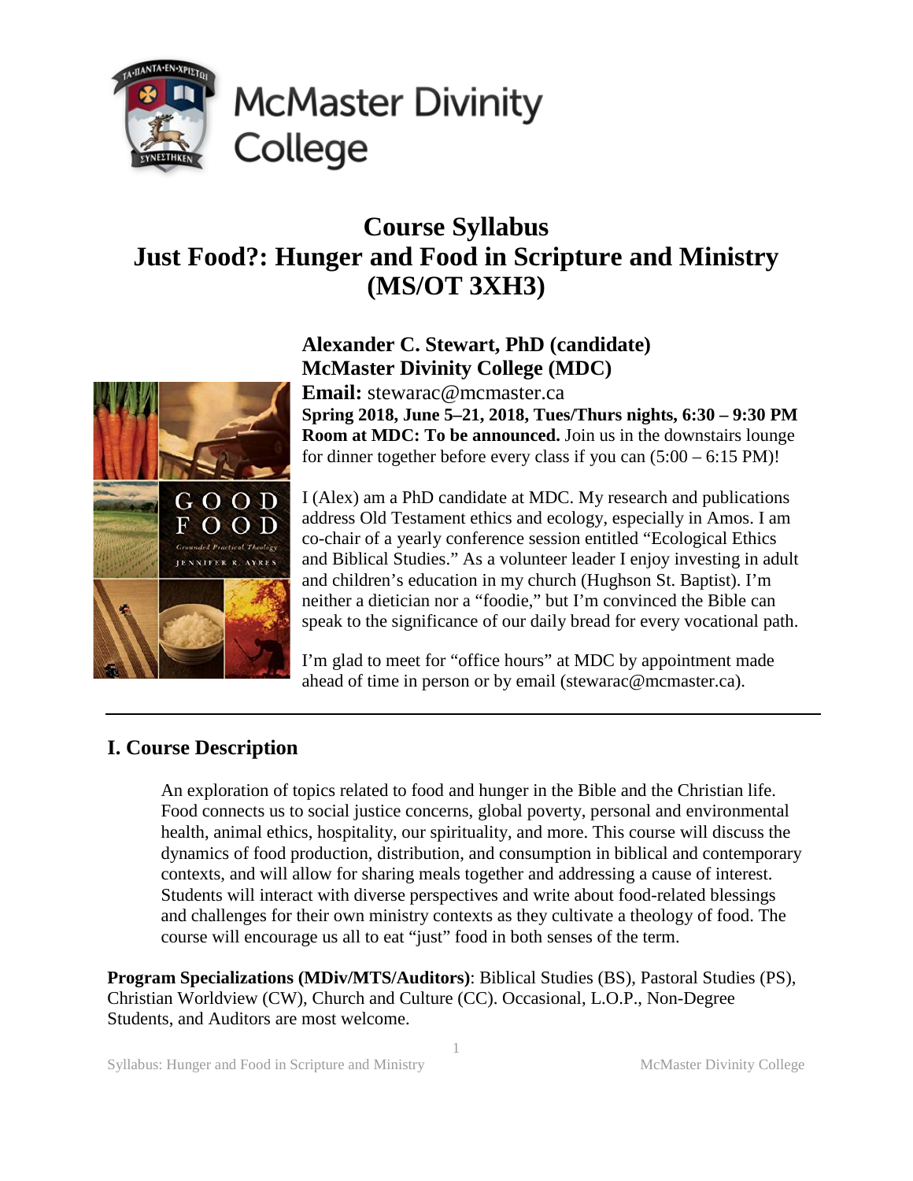# Course Syllabus
# Just Food?: Hunger and Food in Scripture and Ministry (MS/OT 3XH3)

**Alexander C. Stewart, PhD (candidate)**
**McMaster Divinity College (MDC)**
**Email:** stewarac@mcmaster.ca
**Spring 2018, June 5–21, 2018, Tues/Thurs nights, 6:30 – 9:30 PM**
**Room at MDC: To be announced.** Join us in the downstairs lounge for dinner together before every class if you can (5:00 – 6:15 PM)!

I (Alex) am a PhD candidate at MDC. My research and publications address Old Testament ethics and ecology, especially in Amos. I am co-chair of a yearly conference session entitled "Ecological Ethics and Biblical Studies." As a volunteer leader I enjoy investing in adult and children's education in my church (Hughson St. Baptist). I'm neither a dietician nor a "foodie," but I'm convinced the Bible can speak to the significance of our daily bread for every vocational path.

I'm glad to meet for "office hours" at MDC by appointment made ahead of time in person or by email (stewarac@mcmaster.ca).

## I. Course Description

An exploration of topics related to food and hunger in the Bible and the Christian life. Food connects us to social justice concerns, global poverty, personal and environmental health, animal ethics, hospitality, our spirituality, and more. This course will discuss the dynamics of food production, distribution, and consumption in biblical and contemporary contexts, and will allow for sharing meals together and addressing a cause of interest. Students will interact with diverse perspectives and write about food-related blessings and challenges for their own ministry contexts as they cultivate a theology of food. The course will encourage us all to eat "just" food in both senses of the term.

**Program Specializations (MDiv/MTS/Auditors)**: Biblical Studies (BS), Pastoral Studies (PS), Christian Worldview (CW), Church and Culture (CC). Occasional, L.O.P., Non-Degree Students, and Auditors are most welcome.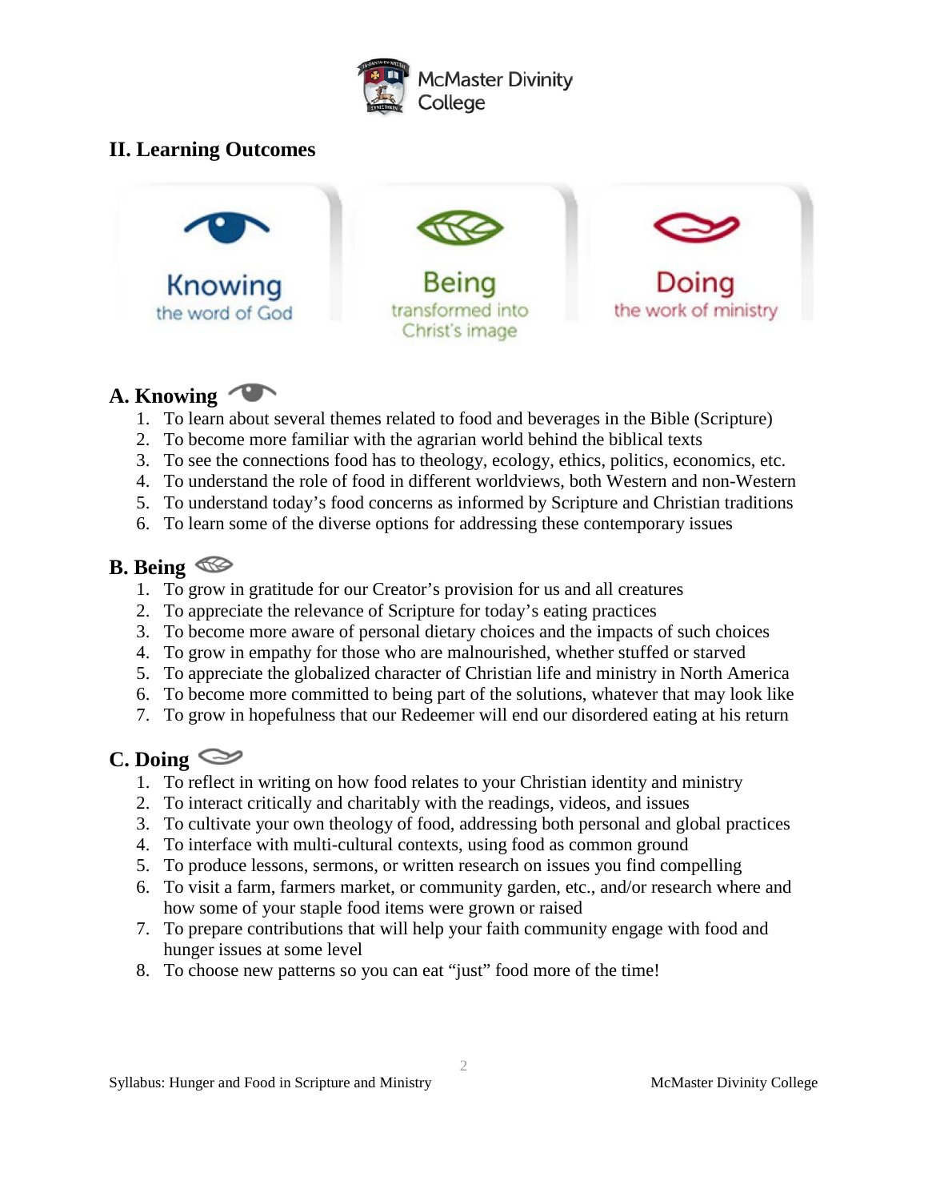## II. Learning Outcomes

Knowing the word of God | Being transformed into Christ's image | Doing the work of ministry

### A. Knowing

1. To learn about several themes related to food and beverages in the Bible (Scripture)
2. To become more familiar with the agrarian world behind the biblical texts
3. To see the connections food has to theology, ecology, ethics, politics, economics, etc.
4. To understand the role of food in different worldviews, both Western and non-Western
5. To understand today's food concerns as informed by Scripture and Christian traditions
6. To learn some of the diverse options for addressing these contemporary issues

### B. Being

1. To grow in gratitude for our Creator's provision for us and all creatures
2. To appreciate the relevance of Scripture for today's eating practices
3. To become more aware of personal dietary choices and the impacts of such choices
4. To grow in empathy for those who are malnourished, whether stuffed or starved
5. To appreciate the globalized character of Christian life and ministry in North America
6. To become more committed to being part of the solutions, whatever that may look like
7. To grow in hopefulness that our Redeemer will end our disordered eating at his return

### C. Doing

1. To reflect in writing on how food relates to your Christian identity and ministry
2. To interact critically and charitably with the readings, videos, and issues
3. To cultivate your own theology of food, addressing both personal and global practices
4. To interface with multi-cultural contexts, using food as common ground
5. To produce lessons, sermons, or written research on issues you find compelling
6. To visit a farm, farmers market, or community garden, etc., and/or research where and how some of your staple food items were grown or raised
7. To prepare contributions that will help your faith community engage with food and hunger issues at some level
8. To choose new patterns so you can eat "just" food more of the time!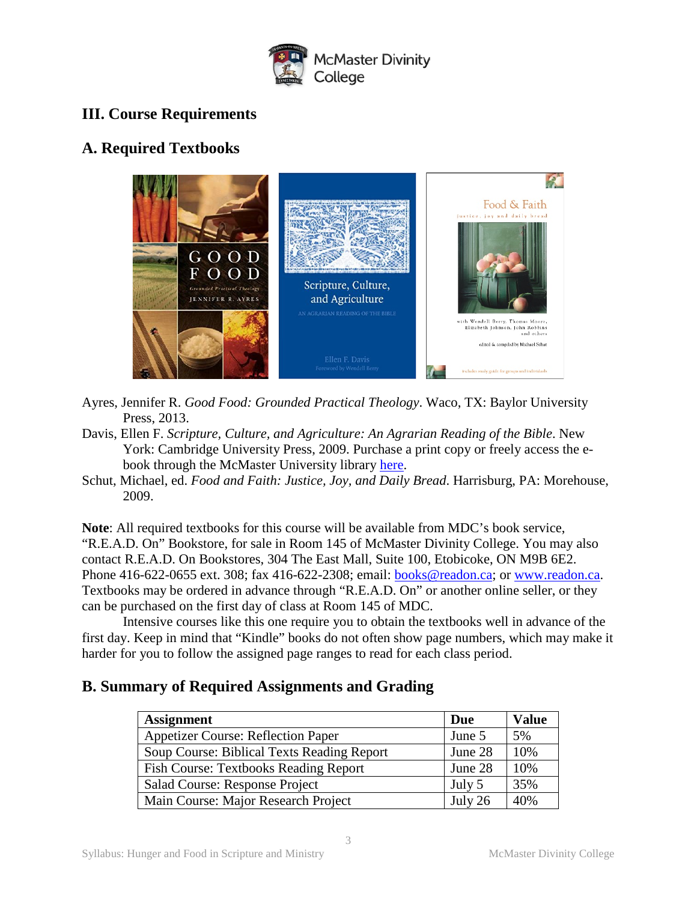## III. Course Requirements

## A. Required Textbooks

Ayres, Jennifer R. *Good Food: Grounded Practical Theology*. Waco, TX: Baylor University Press, 2013.

Davis, Ellen F. *Scripture, Culture, and Agriculture: An Agrarian Reading of the Bible*. New York: Cambridge University Press, 2009. Purchase a print copy or freely access the e-book through the McMaster University library here.

Schut, Michael, ed. *Food and Faith: Justice, Joy, and Daily Bread*. Harrisburg, PA: Morehouse, 2009.

**Note**: All required textbooks for this course will be available from MDC's book service, "R.E.A.D. On" Bookstore, for sale in Room 145 of McMaster Divinity College. You may also contact R.E.A.D. On Bookstores, 304 The East Mall, Suite 100, Etobicoke, ON M9B 6E2. Phone 416-622-0655 ext. 308; fax 416-622-2308; email: books@readon.ca; or www.readon.ca. Textbooks may be ordered in advance through "R.E.A.D. On" or another online seller, or they can be purchased on the first day of class at Room 145 of MDC.

Intensive courses like this one require you to obtain the textbooks well in advance of the first day. Keep in mind that "Kindle" books do not often show page numbers, which may make it harder for you to follow the assigned page ranges to read for each class period.

## B. Summary of Required Assignments and Grading

| Assignment | Due | Value |
|---|---|---|
| Appetizer Course: Reflection Paper | June 5 | 5% |
| Soup Course: Biblical Texts Reading Report | June 28 | 10% |
| Fish Course: Textbooks Reading Report | June 28 | 10% |
| Salad Course: Response Project | July 5 | 35% |
| Main Course: Major Research Project | July 26 | 40% |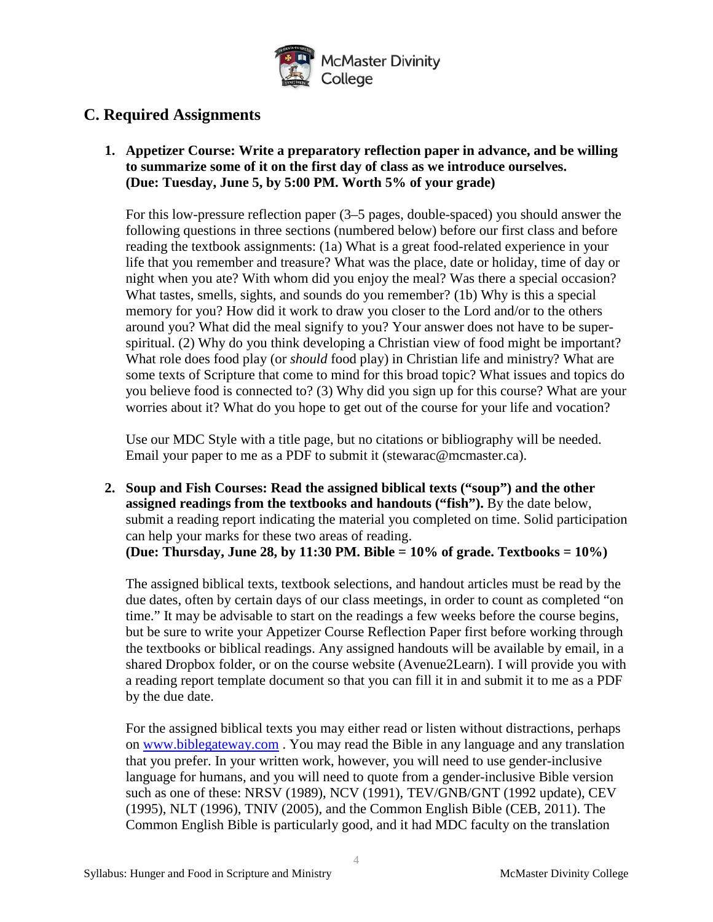## C. Required Assignments

1. **Appetizer Course: Write a preparatory reflection paper in advance, and be willing to summarize some of it on the first day of class as we introduce ourselves. (Due: Tuesday, June 5, by 5:00 PM. Worth 5% of your grade)**

   For this low-pressure reflection paper (3–5 pages, double-spaced) you should answer the following questions in three sections (numbered below) before our first class and before reading the textbook assignments: (1a) What is a great food-related experience in your life that you remember and treasure? What was the place, date or holiday, time of day or night when you ate? With whom did you enjoy the meal? Was there a special occasion? What tastes, smells, sights, and sounds do you remember? (1b) Why is this a special memory for you? How did it work to draw you closer to the Lord and/or to the others around you? What did the meal signify to you? Your answer does not have to be super-spiritual. (2) Why do you think developing a Christian view of food might be important? What role does food play (or *should* food play) in Christian life and ministry? What are some texts of Scripture that come to mind for this broad topic? What issues and topics do you believe food is connected to? (3) Why did you sign up for this course? What are your worries about it? What do you hope to get out of the course for your life and vocation?

   Use our MDC Style with a title page, but no citations or bibliography will be needed. Email your paper to me as a PDF to submit it (stewarac@mcmaster.ca).

2. **Soup and Fish Courses: Read the assigned biblical texts ("soup") and the other assigned readings from the textbooks and handouts ("fish").** By the date below, submit a reading report indicating the material you completed on time. Solid participation can help your marks for these two areas of reading.
   **(Due: Thursday, June 28, by 11:30 PM. Bible = 10% of grade. Textbooks = 10%)**

   The assigned biblical texts, textbook selections, and handout articles must be read by the due dates, often by certain days of our class meetings, in order to count as completed "on time." It may be advisable to start on the readings a few weeks before the course begins, but be sure to write your Appetizer Course Reflection Paper first before working through the textbooks or biblical readings. Any assigned handouts will be available by email, in a shared Dropbox folder, or on the course website (Avenue2Learn). I will provide you with a reading report template document so that you can fill it in and submit it to me as a PDF by the due date.

   For the assigned biblical texts you may either read or listen without distractions, perhaps on www.biblegateway.com . You may read the Bible in any language and any translation that you prefer. In your written work, however, you will need to use gender-inclusive language for humans, and you will need to quote from a gender-inclusive Bible version such as one of these: NRSV (1989), NCV (1991), TEV/GNB/GNT (1992 update), CEV (1995), NLT (1996), TNIV (2005), and the Common English Bible (CEB, 2011). The Common English Bible is particularly good, and it had MDC faculty on the translation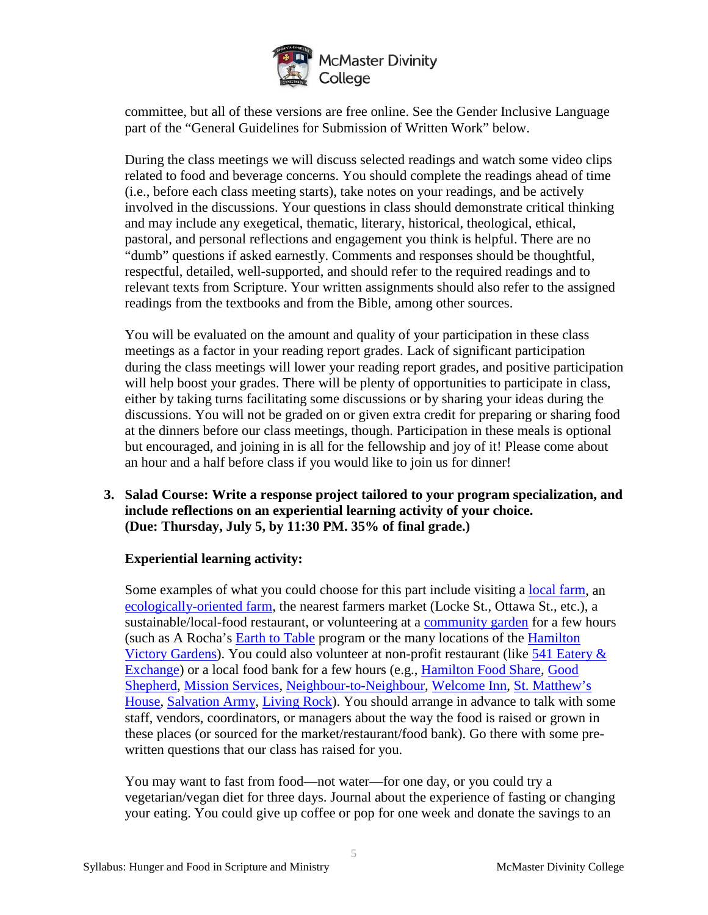committee, but all of these versions are free online. See the Gender Inclusive Language part of the "General Guidelines for Submission of Written Work" below.

During the class meetings we will discuss selected readings and watch some video clips related to food and beverage concerns. You should complete the readings ahead of time (i.e., before each class meeting starts), take notes on your readings, and be actively involved in the discussions. Your questions in class should demonstrate critical thinking and may include any exegetical, thematic, literary, historical, theological, ethical, pastoral, and personal reflections and engagement you think is helpful. There are no "dumb" questions if asked earnestly. Comments and responses should be thoughtful, respectful, detailed, well-supported, and should refer to the required readings and to relevant texts from Scripture. Your written assignments should also refer to the assigned readings from the textbooks and from the Bible, among other sources.

You will be evaluated on the amount and quality of your participation in these class meetings as a factor in your reading report grades. Lack of significant participation during the class meetings will lower your reading report grades, and positive participation will help boost your grades. There will be plenty of opportunities to participate in class, either by taking turns facilitating some discussions or by sharing your ideas during the discussions. You will not be graded on or given extra credit for preparing or sharing food at the dinners before our class meetings, though. Participation in these meals is optional but encouraged, and joining in is all for the fellowship and joy of it! Please come about an hour and a half before class if you would like to join us for dinner!

3. **Salad Course: Write a response project tailored to your program specialization, and include reflections on an experiential learning activity of your choice. (Due: Thursday, July 5, by 11:30 PM. 35% of final grade.)**

   **Experiential learning activity:**

   Some examples of what you could choose for this part include visiting a local farm, an ecologically-oriented farm, the nearest farmers market (Locke St., Ottawa St., etc.), a sustainable/local-food restaurant, or volunteering at a community garden for a few hours (such as A Rocha's Earth to Table program or the many locations of the Hamilton Victory Gardens). You could also volunteer at non-profit restaurant (like 541 Eatery & Exchange) or a local food bank for a few hours (e.g., Hamilton Food Share, Good Shepherd, Mission Services, Neighbour-to-Neighbour, Welcome Inn, St. Matthew's House, Salvation Army, Living Rock). You should arrange in advance to talk with some staff, vendors, coordinators, or managers about the way the food is raised or grown in these places (or sourced for the market/restaurant/food bank). Go there with some pre-written questions that our class has raised for you.

   You may want to fast from food—not water—for one day, or you could try a vegetarian/vegan diet for three days. Journal about the experience of fasting or changing your eating. You could give up coffee or pop for one week and donate the savings to an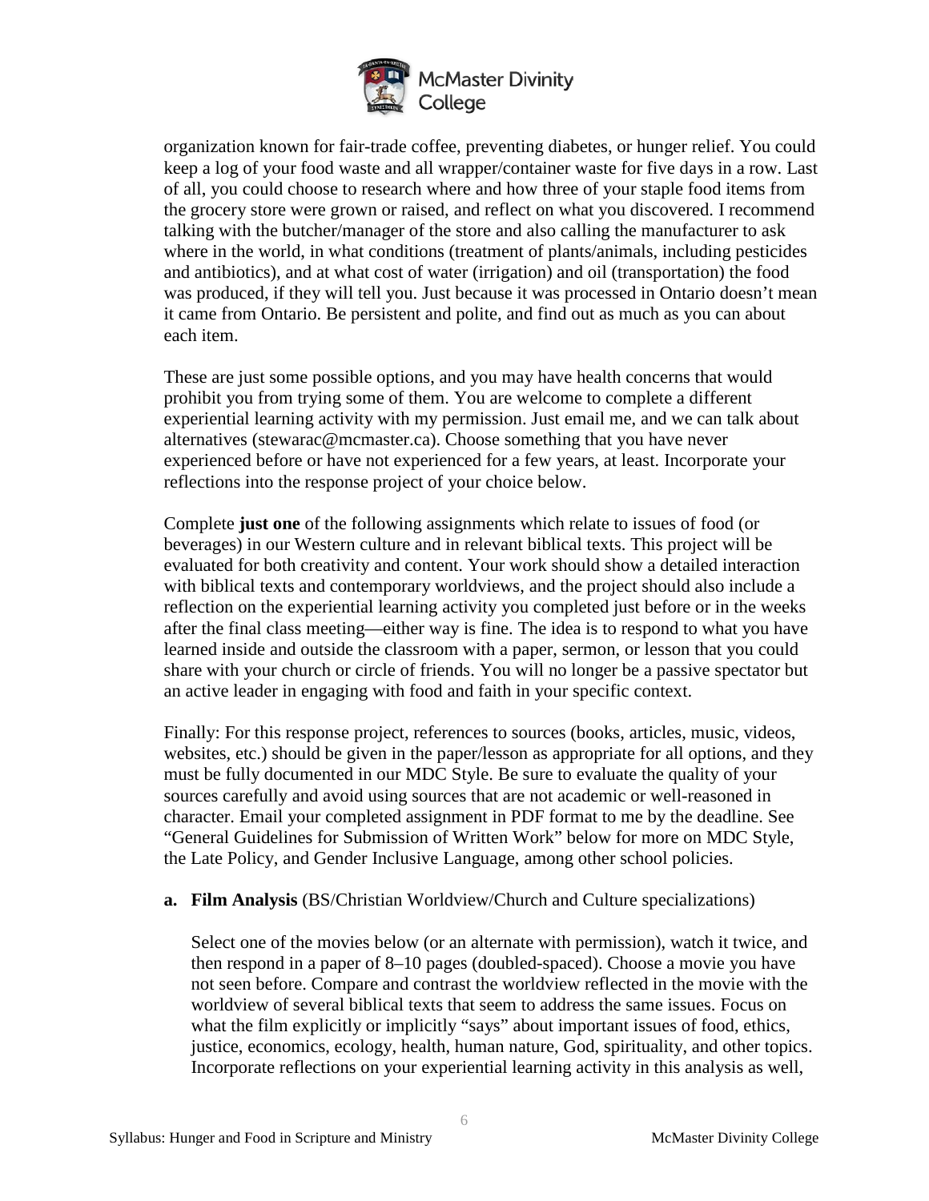organization known for fair-trade coffee, preventing diabetes, or hunger relief. You could keep a log of your food waste and all wrapper/container waste for five days in a row. Last of all, you could choose to research where and how three of your staple food items from the grocery store were grown or raised, and reflect on what you discovered. I recommend talking with the butcher/manager of the store and also calling the manufacturer to ask where in the world, in what conditions (treatment of plants/animals, including pesticides and antibiotics), and at what cost of water (irrigation) and oil (transportation) the food was produced, if they will tell you. Just because it was processed in Ontario doesn't mean it came from Ontario. Be persistent and polite, and find out as much as you can about each item.

These are just some possible options, and you may have health concerns that would prohibit you from trying some of them. You are welcome to complete a different experiential learning activity with my permission. Just email me, and we can talk about alternatives (stewarac@mcmaster.ca). Choose something that you have never experienced before or have not experienced for a few years, at least. Incorporate your reflections into the response project of your choice below.

Complete **just one** of the following assignments which relate to issues of food (or beverages) in our Western culture and in relevant biblical texts. This project will be evaluated for both creativity and content. Your work should show a detailed interaction with biblical texts and contemporary worldviews, and the project should also include a reflection on the experiential learning activity you completed just before or in the weeks after the final class meeting—either way is fine. The idea is to respond to what you have learned inside and outside the classroom with a paper, sermon, or lesson that you could share with your church or circle of friends. You will no longer be a passive spectator but an active leader in engaging with food and faith in your specific context.

Finally: For this response project, references to sources (books, articles, music, videos, websites, etc.) should be given in the paper/lesson as appropriate for all options, and they must be fully documented in our MDC Style. Be sure to evaluate the quality of your sources carefully and avoid using sources that are not academic or well-reasoned in character. Email your completed assignment in PDF format to me by the deadline. See "General Guidelines for Submission of Written Work" below for more on MDC Style, the Late Policy, and Gender Inclusive Language, among other school policies.

**a. Film Analysis** (BS/Christian Worldview/Church and Culture specializations)

Select one of the movies below (or an alternate with permission), watch it twice, and then respond in a paper of 8–10 pages (doubled-spaced). Choose a movie you have not seen before. Compare and contrast the worldview reflected in the movie with the worldview of several biblical texts that seem to address the same issues. Focus on what the film explicitly or implicitly "says" about important issues of food, ethics, justice, economics, ecology, health, human nature, God, spirituality, and other topics. Incorporate reflections on your experiential learning activity in this analysis as well,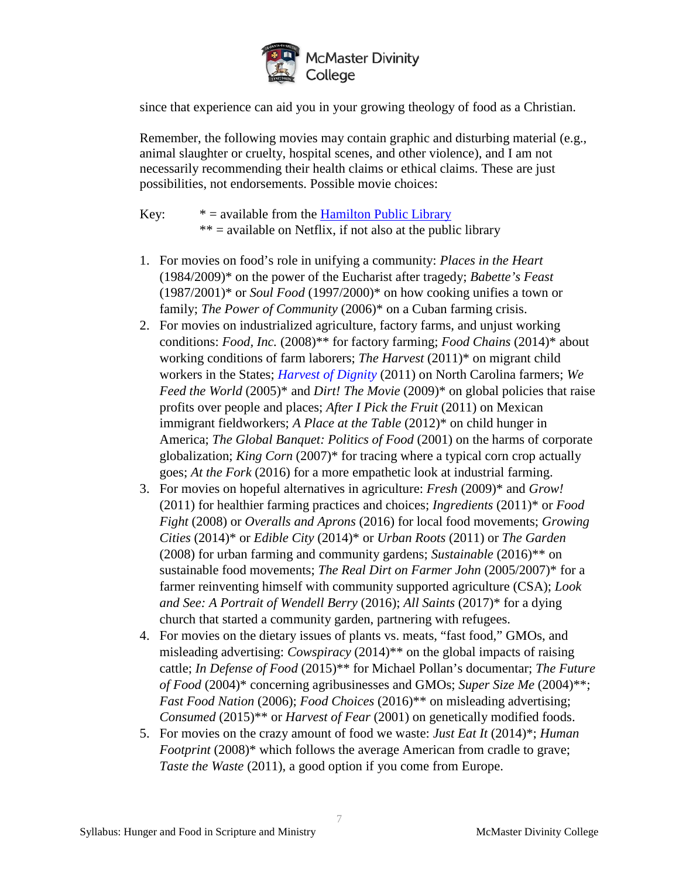since that experience can aid you in your growing theology of food as a Christian.

Remember, the following movies may contain graphic and disturbing material (e.g., animal slaughter or cruelty, hospital scenes, and other violence), and I am not necessarily recommending their health claims or ethical claims. These are just possibilities, not endorsements. Possible movie choices:

Key: * = available from the [Hamilton Public Library](#)
** = available on Netflix, if not also at the public library

1. For movies on food's role in unifying a community: *Places in the Heart* (1984/2009)* on the power of the Eucharist after tragedy; *Babette's Feast* (1987/2001)* or *Soul Food* (1997/2000)* on how cooking unifies a town or family; *The Power of Community* (2006)* on a Cuban farming crisis.
2. For movies on industrialized agriculture, factory farms, and unjust working conditions: *Food, Inc.* (2008)** for factory farming; *Food Chains* (2014)* about working conditions of farm laborers; *The Harvest* (2011)* on migrant child workers in the States; *[Harvest of Dignity](#)* (2011) on North Carolina farmers; *We Feed the World* (2005)* and *Dirt! The Movie* (2009)* on global policies that raise profits over people and places; *After I Pick the Fruit* (2011) on Mexican immigrant fieldworkers; *A Place at the Table* (2012)* on child hunger in America; *The Global Banquet: Politics of Food* (2001) on the harms of corporate globalization; *King Corn* (2007)* for tracing where a typical corn crop actually goes; *At the Fork* (2016) for a more empathetic look at industrial farming.
3. For movies on hopeful alternatives in agriculture: *Fresh* (2009)* and *Grow!* (2011) for healthier farming practices and choices; *Ingredients* (2011)* or *Food Fight* (2008) or *Overalls and Aprons* (2016) for local food movements; *Growing Cities* (2014)* or *Edible City* (2014)* or *Urban Roots* (2011) or *The Garden* (2008) for urban farming and community gardens; *Sustainable* (2016)** on sustainable food movements; *The Real Dirt on Farmer John* (2005/2007)* for a farmer reinventing himself with community supported agriculture (CSA); *Look and See: A Portrait of Wendell Berry* (2016); *All Saints* (2017)* for a dying church that started a community garden, partnering with refugees.
4. For movies on the dietary issues of plants vs. meats, "fast food," GMOs, and misleading advertising: *Cowspiracy* (2014)** on the global impacts of raising cattle; *In Defense of Food* (2015)** for Michael Pollan's documentar; *The Future of Food* (2004)* concerning agribusinesses and GMOs; *Super Size Me* (2004)**; *Fast Food Nation* (2006); *Food Choices* (2016)** on misleading advertising; *Consumed* (2015)** or *Harvest of Fear* (2001) on genetically modified foods.
5. For movies on the crazy amount of food we waste: *Just Eat It* (2014)*; *Human Footprint* (2008)* which follows the average American from cradle to grave; *Taste the Waste* (2011), a good option if you come from Europe.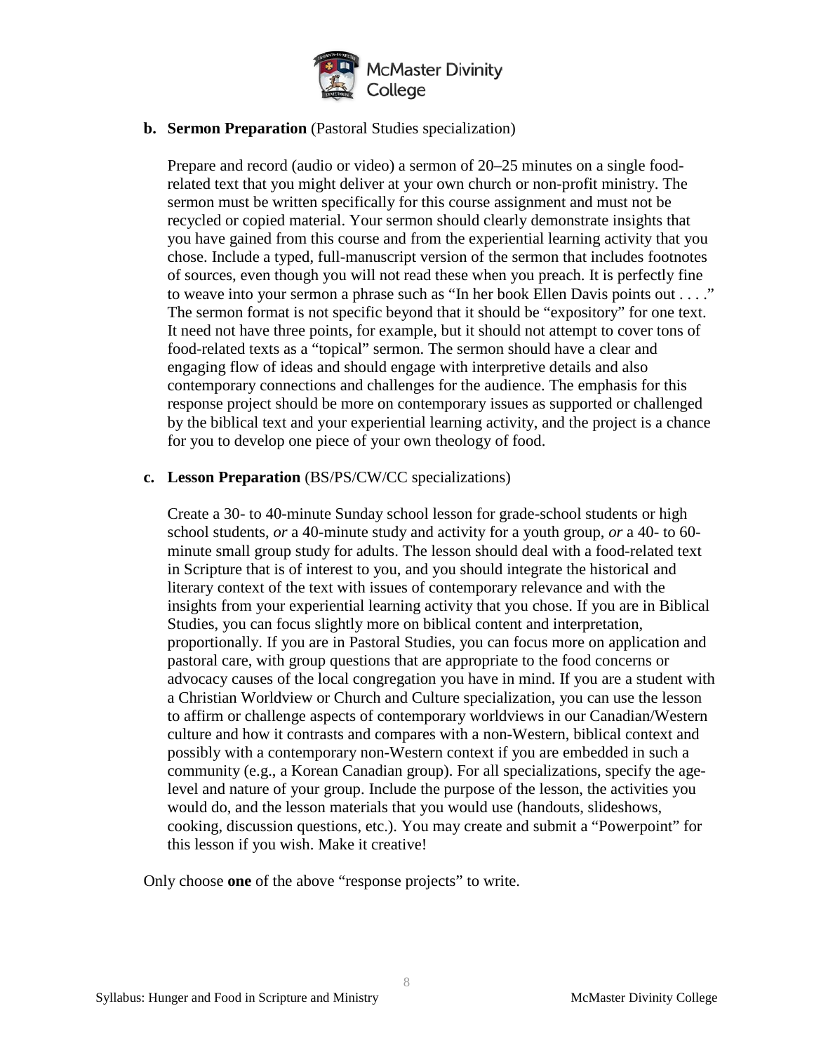**b. Sermon Preparation** (Pastoral Studies specialization)

Prepare and record (audio or video) a sermon of 20–25 minutes on a single food-related text that you might deliver at your own church or non-profit ministry. The sermon must be written specifically for this course assignment and must not be recycled or copied material. Your sermon should clearly demonstrate insights that you have gained from this course and from the experiential learning activity that you chose. Include a typed, full-manuscript version of the sermon that includes footnotes of sources, even though you will not read these when you preach. It is perfectly fine to weave into your sermon a phrase such as "In her book Ellen Davis points out . . . ." The sermon format is not specific beyond that it should be "expository" for one text. It need not have three points, for example, but it should not attempt to cover tons of food-related texts as a "topical" sermon. The sermon should have a clear and engaging flow of ideas and should engage with interpretive details and also contemporary connections and challenges for the audience. The emphasis for this response project should be more on contemporary issues as supported or challenged by the biblical text and your experiential learning activity, and the project is a chance for you to develop one piece of your own theology of food.

**c. Lesson Preparation** (BS/PS/CW/CC specializations)

Create a 30- to 40-minute Sunday school lesson for grade-school students or high school students, *or* a 40-minute study and activity for a youth group, *or* a 40- to 60-minute small group study for adults. The lesson should deal with a food-related text in Scripture that is of interest to you, and you should integrate the historical and literary context of the text with issues of contemporary relevance and with the insights from your experiential learning activity that you chose. If you are in Biblical Studies, you can focus slightly more on biblical content and interpretation, proportionally. If you are in Pastoral Studies, you can focus more on application and pastoral care, with group questions that are appropriate to the food concerns or advocacy causes of the local congregation you have in mind. If you are a student with a Christian Worldview or Church and Culture specialization, you can use the lesson to affirm or challenge aspects of contemporary worldviews in our Canadian/Western culture and how it contrasts and compares with a non-Western, biblical context and possibly with a contemporary non-Western context if you are embedded in such a community (e.g., a Korean Canadian group). For all specializations, specify the age-level and nature of your group. Include the purpose of the lesson, the activities you would do, and the lesson materials that you would use (handouts, slideshows, cooking, discussion questions, etc.). You may create and submit a "Powerpoint" for this lesson if you wish. Make it creative!

Only choose **one** of the above "response projects" to write.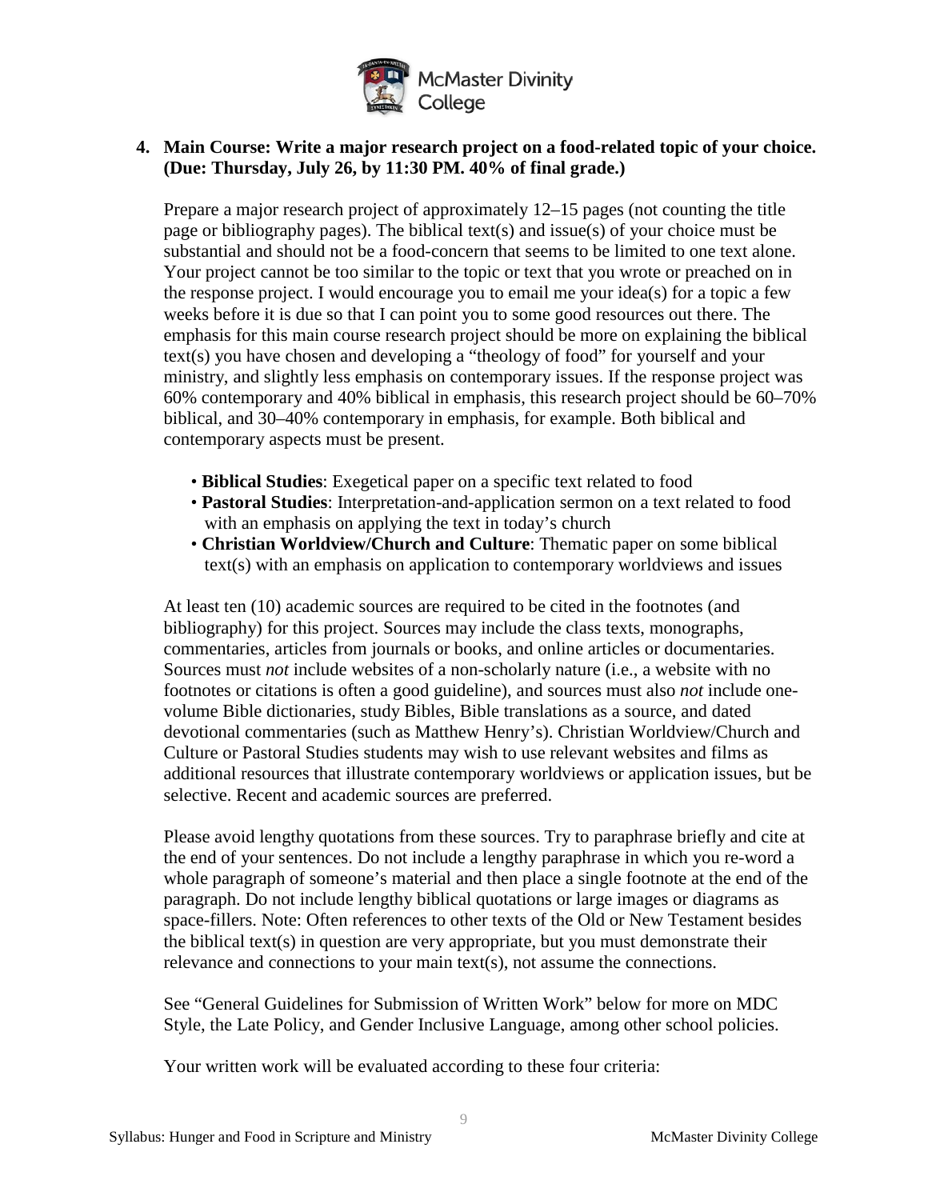**4. Main Course: Write a major research project on a food-related topic of your choice. (Due: Thursday, July 26, by 11:30 PM. 40% of final grade.)**

Prepare a major research project of approximately 12–15 pages (not counting the title page or bibliography pages). The biblical text(s) and issue(s) of your choice must be substantial and should not be a food-concern that seems to be limited to one text alone. Your project cannot be too similar to the topic or text that you wrote or preached on in the response project. I would encourage you to email me your idea(s) for a topic a few weeks before it is due so that I can point you to some good resources out there. The emphasis for this main course research project should be more on explaining the biblical text(s) you have chosen and developing a "theology of food" for yourself and your ministry, and slightly less emphasis on contemporary issues. If the response project was 60% contemporary and 40% biblical in emphasis, this research project should be 60–70% biblical, and 30–40% contemporary in emphasis, for example. Both biblical and contemporary aspects must be present.

- **Biblical Studies**: Exegetical paper on a specific text related to food
- **Pastoral Studies**: Interpretation-and-application sermon on a text related to food with an emphasis on applying the text in today's church
- **Christian Worldview/Church and Culture**: Thematic paper on some biblical text(s) with an emphasis on application to contemporary worldviews and issues

At least ten (10) academic sources are required to be cited in the footnotes (and bibliography) for this project. Sources may include the class texts, monographs, commentaries, articles from journals or books, and online articles or documentaries. Sources must *not* include websites of a non-scholarly nature (i.e., a website with no footnotes or citations is often a good guideline), and sources must also *not* include one-volume Bible dictionaries, study Bibles, Bible translations as a source, and dated devotional commentaries (such as Matthew Henry's). Christian Worldview/Church and Culture or Pastoral Studies students may wish to use relevant websites and films as additional resources that illustrate contemporary worldviews or application issues, but be selective. Recent and academic sources are preferred.

Please avoid lengthy quotations from these sources. Try to paraphrase briefly and cite at the end of your sentences. Do not include a lengthy paraphrase in which you re-word a whole paragraph of someone's material and then place a single footnote at the end of the paragraph. Do not include lengthy biblical quotations or large images or diagrams as space-fillers. Note: Often references to other texts of the Old or New Testament besides the biblical text(s) in question are very appropriate, but you must demonstrate their relevance and connections to your main text(s), not assume the connections.

See "General Guidelines for Submission of Written Work" below for more on MDC Style, the Late Policy, and Gender Inclusive Language, among other school policies.

Your written work will be evaluated according to these four criteria: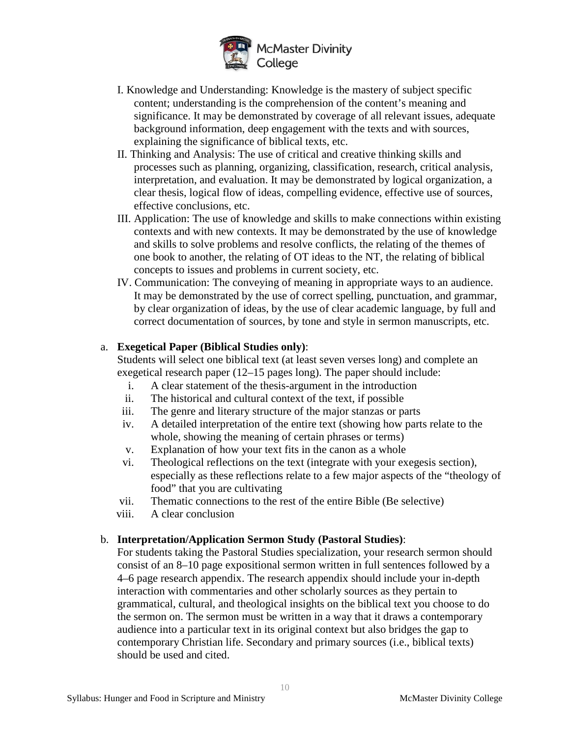I. Knowledge and Understanding: Knowledge is the mastery of subject specific content; understanding is the comprehension of the content's meaning and significance. It may be demonstrated by coverage of all relevant issues, adequate background information, deep engagement with the texts and with sources, explaining the significance of biblical texts, etc.

II. Thinking and Analysis: The use of critical and creative thinking skills and processes such as planning, organizing, classification, research, critical analysis, interpretation, and evaluation. It may be demonstrated by logical organization, a clear thesis, logical flow of ideas, compelling evidence, effective use of sources, effective conclusions, etc.

III. Application: The use of knowledge and skills to make connections within existing contexts and with new contexts. It may be demonstrated by the use of knowledge and skills to solve problems and resolve conflicts, the relating of the themes of one book to another, the relating of OT ideas to the NT, the relating of biblical concepts to issues and problems in current society, etc.

IV. Communication: The conveying of meaning in appropriate ways to an audience. It may be demonstrated by the use of correct spelling, punctuation, and grammar, by clear organization of ideas, by the use of clear academic language, by full and correct documentation of sources, by tone and style in sermon manuscripts, etc.

a. **Exegetical Paper (Biblical Studies only)**:
Students will select one biblical text (at least seven verses long) and complete an exegetical research paper (12–15 pages long). The paper should include:

   i. A clear statement of the thesis-argument in the introduction
   ii. The historical and cultural context of the text, if possible
   iii. The genre and literary structure of the major stanzas or parts
   iv. A detailed interpretation of the entire text (showing how parts relate to the whole, showing the meaning of certain phrases or terms)
   v. Explanation of how your text fits in the canon as a whole
   vi. Theological reflections on the text (integrate with your exegesis section), especially as these reflections relate to a few major aspects of the "theology of food" that you are cultivating
   vii. Thematic connections to the rest of the entire Bible (Be selective)
   viii. A clear conclusion

b. **Interpretation/Application Sermon Study (Pastoral Studies)**:
For students taking the Pastoral Studies specialization, your research sermon should consist of an 8–10 page expositional sermon written in full sentences followed by a 4–6 page research appendix. The research appendix should include your in-depth interaction with commentaries and other scholarly sources as they pertain to grammatical, cultural, and theological insights on the biblical text you choose to do the sermon on. The sermon must be written in a way that it draws a contemporary audience into a particular text in its original context but also bridges the gap to contemporary Christian life. Secondary and primary sources (i.e., biblical texts) should be used and cited.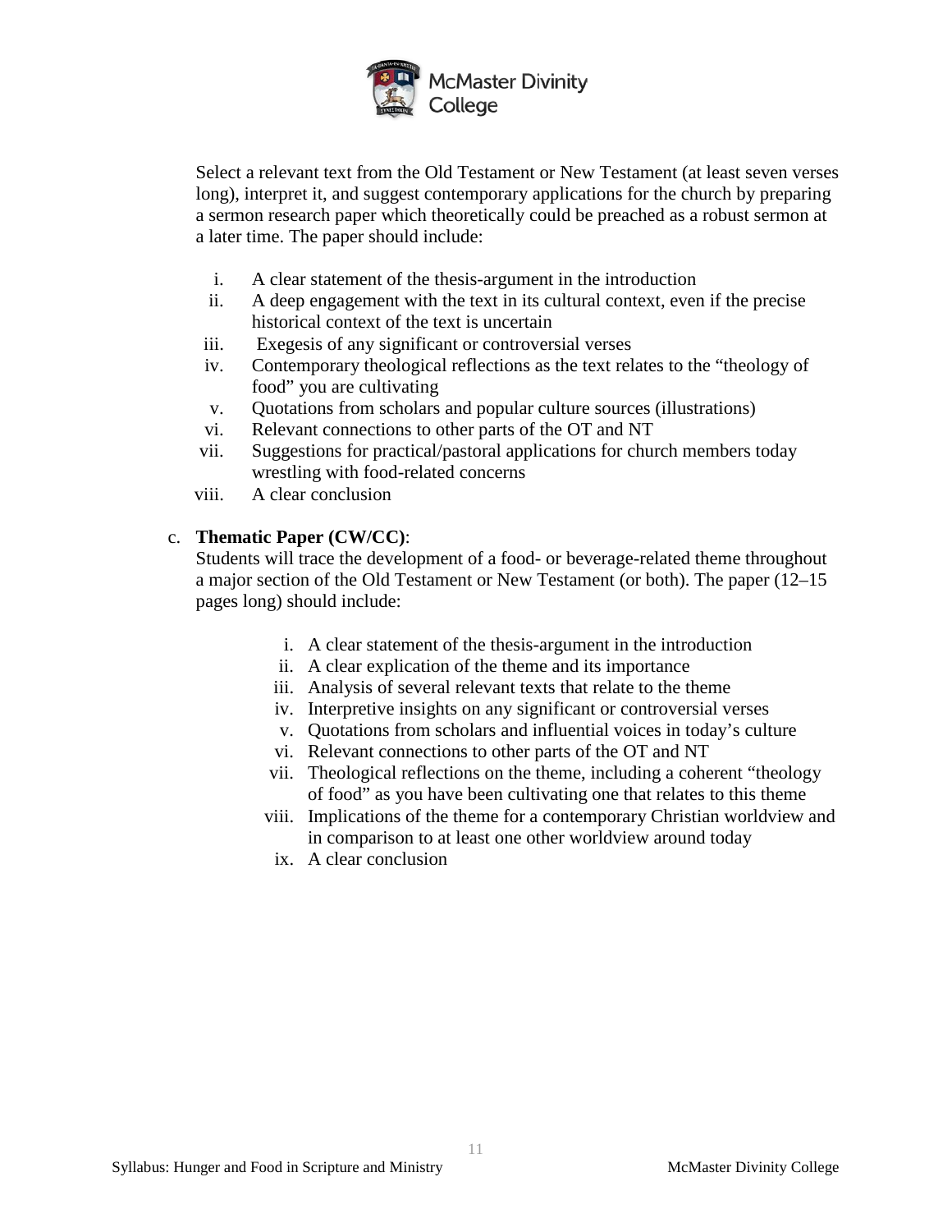Select a relevant text from the Old Testament or New Testament (at least seven verses long), interpret it, and suggest contemporary applications for the church by preparing a sermon research paper which theoretically could be preached as a robust sermon at a later time. The paper should include:

i. A clear statement of the thesis-argument in the introduction
ii. A deep engagement with the text in its cultural context, even if the precise historical context of the text is uncertain
iii. Exegesis of any significant or controversial verses
iv. Contemporary theological reflections as the text relates to the "theology of food" you are cultivating
v. Quotations from scholars and popular culture sources (illustrations)
vi. Relevant connections to other parts of the OT and NT
vii. Suggestions for practical/pastoral applications for church members today wrestling with food-related concerns
viii. A clear conclusion

c. **Thematic Paper (CW/CC)**:
Students will trace the development of a food- or beverage-related theme throughout a major section of the Old Testament or New Testament (or both). The paper (12–15 pages long) should include:

i. A clear statement of the thesis-argument in the introduction
ii. A clear explication of the theme and its importance
iii. Analysis of several relevant texts that relate to the theme
iv. Interpretive insights on any significant or controversial verses
v. Quotations from scholars and influential voices in today's culture
vi. Relevant connections to other parts of the OT and NT
vii. Theological reflections on the theme, including a coherent "theology of food" as you have been cultivating one that relates to this theme
viii. Implications of the theme for a contemporary Christian worldview and in comparison to at least one other worldview around today
ix. A clear conclusion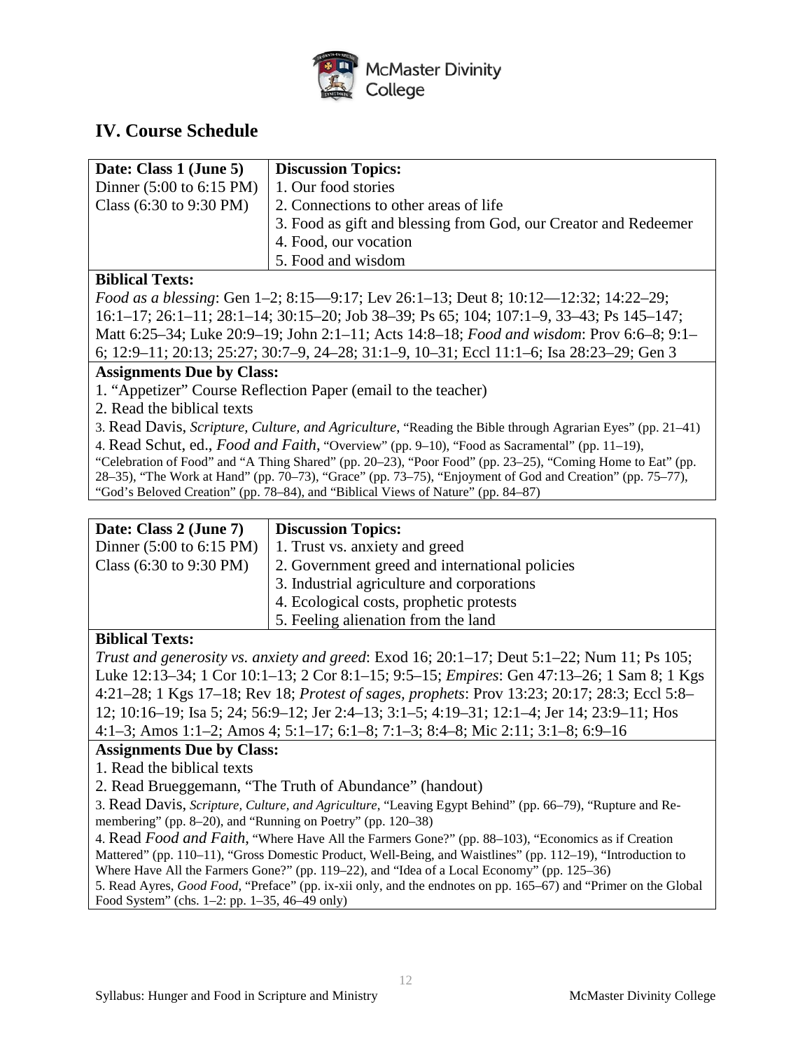## IV. Course Schedule

| **Date: Class 1 (June 5)** | **Discussion Topics:** |
|---|---|
| Dinner (5:00 to 6:15 PM) | 1. Our food stories |
| Class (6:30 to 9:30 PM) | 2. Connections to other areas of life |
| | 3. Food as gift and blessing from God, our Creator and Redeemer |
| | 4. Food, our vocation |
| | 5. Food and wisdom |

**Biblical Texts:**

*Food as a blessing*: Gen 1–2; 8:15—9:17; Lev 26:1–13; Deut 8; 10:12—12:32; 14:22–29; 16:1–17; 26:1–11; 28:1–14; 30:15–20; Job 38–39; Ps 65; 104; 107:1–9, 33–43; Ps 145–147; Matt 6:25–34; Luke 20:9–19; John 2:1–11; Acts 14:8–18; *Food and wisdom*: Prov 6:6–8; 9:1–6; 12:9–11; 20:13; 25:27; 30:7–9, 24–28; 31:1–9, 10–31; Eccl 11:1–6; Isa 28:23–29; Gen 3

**Assignments Due by Class:**

1. "Appetizer" Course Reflection Paper (email to the teacher)
2. Read the biblical texts
3. Read Davis, *Scripture, Culture, and Agriculture*, "Reading the Bible through Agrarian Eyes" (pp. 21–41)
4. Read Schut, ed., *Food and Faith*, "Overview" (pp. 9–10), "Food as Sacramental" (pp. 11–19), "Celebration of Food" and "A Thing Shared" (pp. 20–23), "Poor Food" (pp. 23–25), "Coming Home to Eat" (pp. 28–35), "The Work at Hand" (pp. 70–73), "Grace" (pp. 73–75), "Enjoyment of God and Creation" (pp. 75–77), "God's Beloved Creation" (pp. 78–84), and "Biblical Views of Nature" (pp. 84–87)

| **Date: Class 2 (June 7)** | **Discussion Topics:** |
|---|---|
| Dinner (5:00 to 6:15 PM) | 1. Trust vs. anxiety and greed |
| Class (6:30 to 9:30 PM) | 2. Government greed and international policies |
| | 3. Industrial agriculture and corporations |
| | 4. Ecological costs, prophetic protests |
| | 5. Feeling alienation from the land |

**Biblical Texts:**

*Trust and generosity vs. anxiety and greed*: Exod 16; 20:1–17; Deut 5:1–22; Num 11; Ps 105; Luke 12:13–34; 1 Cor 10:1–13; 2 Cor 8:1–15; 9:5–15; *Empires*: Gen 47:13–26; 1 Sam 8; 1 Kgs 4:21–28; 1 Kgs 17–18; Rev 18; *Protest of sages, prophets*: Prov 13:23; 20:17; 28:3; Eccl 5:8–12; 10:16–19; Isa 5; 24; 56:9–12; Jer 2:4–13; 3:1–5; 4:19–31; 12:1–4; Jer 14; 23:9–11; Hos 4:1–3; Amos 1:1–2; Amos 4; 5:1–17; 6:1–8; 7:1–3; 8:4–8; Mic 2:11; 3:1–8; 6:9–16

**Assignments Due by Class:**

1. Read the biblical texts
2. Read Brueggemann, "The Truth of Abundance" (handout)
3. Read Davis, *Scripture, Culture, and Agriculture*, "Leaving Egypt Behind" (pp. 66–79), "Rupture and Re-membering" (pp. 8–20), and "Running on Poetry" (pp. 120–38)
4. Read *Food and Faith*, "Where Have All the Farmers Gone?" (pp. 88–103), "Economics as if Creation Mattered" (pp. 110–11), "Gross Domestic Product, Well-Being, and Waistlines" (pp. 112–19), "Introduction to Where Have All the Farmers Gone?" (pp. 119–22), and "Idea of a Local Economy" (pp. 125–36)
5. Read Ayres, *Good Food*, "Preface" (pp. ix-xii only, and the endnotes on pp. 165–67) and "Primer on the Global Food System" (chs. 1–2: pp. 1–35, 46–49 only)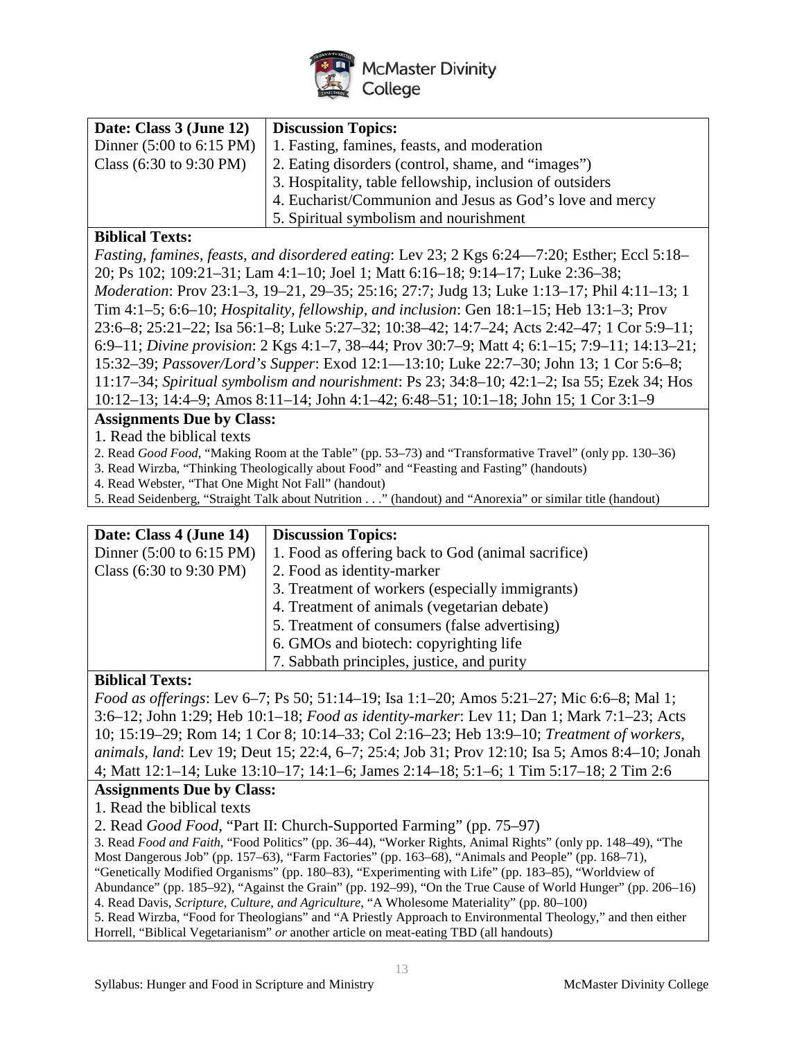| Date: Class 3 (June 12) | Discussion Topics: |
|---|---|
| Dinner (5:00 to 6:15 PM) | 1. Fasting, famines, feasts, and moderation |
| Class (6:30 to 9:30 PM) | 2. Eating disorders (control, shame, and "images") |
| | 3. Hospitality, table fellowship, inclusion of outsiders |
| | 4. Eucharist/Communion and Jesus as God's love and mercy |
| | 5. Spiritual symbolism and nourishment |

**Biblical Texts:**

*Fasting, famines, feasts, and disordered eating*: Lev 23; 2 Kgs 6:24—7:20; Esther; Eccl 5:18–20; Ps 102; 109:21–31; Lam 4:1–10; Joel 1; Matt 6:16–18; 9:14–17; Luke 2:36–38; *Moderation*: Prov 23:1–3, 19–21, 29–35; 25:16; 27:7; Judg 13; Luke 1:13–17; Phil 4:11–13; 1 Tim 4:1–5; 6:6–10; *Hospitality, fellowship, and inclusion*: Gen 18:1–15; Heb 13:1–3; Prov 23:6–8; 25:21–22; Isa 56:1–8; Luke 5:27–32; 10:38–42; 14:7–24; Acts 2:42–47; 1 Cor 5:9–11; 6:9–11; *Divine provision*: 2 Kgs 4:1–7, 38–44; Prov 30:7–9; Matt 4; 6:1–15; 7:9–11; 14:13–21; 15:32–39; *Passover/Lord's Supper*: Exod 12:1—13:10; Luke 22:7–30; John 13; 1 Cor 5:6–8; 11:17–34; *Spiritual symbolism and nourishment*: Ps 23; 34:8–10; 42:1–2; Isa 55; Ezek 34; Hos 10:12–13; 14:4–9; Amos 8:11–14; John 4:1–42; 6:48–51; 10:1–18; John 15; 1 Cor 3:1–9

**Assignments Due by Class:**

1. Read the biblical texts
2. Read *Good Food*, "Making Room at the Table" (pp. 53–73) and "Transformative Travel" (only pp. 130–36)
3. Read Wirzba, "Thinking Theologically about Food" and "Feasting and Fasting" (handouts)
4. Read Webster, "That One Might Not Fall" (handout)
5. Read Seidenberg, "Straight Talk about Nutrition . . ." (handout) and "Anorexia" or similar title (handout)

| Date: Class 4 (June 14) | Discussion Topics: |
|---|---|
| Dinner (5:00 to 6:15 PM) | 1. Food as offering back to God (animal sacrifice) |
| Class (6:30 to 9:30 PM) | 2. Food as identity-marker |
| | 3. Treatment of workers (especially immigrants) |
| | 4. Treatment of animals (vegetarian debate) |
| | 5. Treatment of consumers (false advertising) |
| | 6. GMOs and biotech: copyrighting life |
| | 7. Sabbath principles, justice, and purity |

**Biblical Texts:**

*Food as offerings*: Lev 6–7; Ps 50; 51:14–19; Isa 1:1–20; Amos 5:21–27; Mic 6:6–8; Mal 1; 3:6–12; John 1:29; Heb 10:1–18; *Food as identity-marker*: Lev 11; Dan 1; Mark 7:1–23; Acts 10; 15:19–29; Rom 14; 1 Cor 8; 10:14–33; Col 2:16–23; Heb 13:9–10; *Treatment of workers, animals, land*: Lev 19; Deut 15; 22:4, 6–7; 25:4; Job 31; Prov 12:10; Isa 5; Amos 8:4–10; Jonah 4; Matt 12:1–14; Luke 13:10–17; 14:1–6; James 2:14–18; 5:1–6; 1 Tim 5:17–18; 2 Tim 2:6

**Assignments Due by Class:**

1. Read the biblical texts
2. Read *Good Food*, "Part II: Church-Supported Farming" (pp. 75–97)
3. Read *Food and Faith*, "Food Politics" (pp. 36–44), "Worker Rights, Animal Rights" (only pp. 148–49), "The Most Dangerous Job" (pp. 157–63), "Farm Factories" (pp. 163–68), "Animals and People" (pp. 168–71), "Genetically Modified Organisms" (pp. 180–83), "Experimenting with Life" (pp. 183–85), "Worldview of Abundance" (pp. 185–92), "Against the Grain" (pp. 192–99), "On the True Cause of World Hunger" (pp. 206–16)
4. Read Davis, *Scripture, Culture, and Agriculture*, "A Wholesome Materiality" (pp. 80–100)
5. Read Wirzba, "Food for Theologians" and "A Priestly Approach to Environmental Theology," and then either Horrell, "Biblical Vegetarianism" *or* another article on meat-eating TBD (all handouts)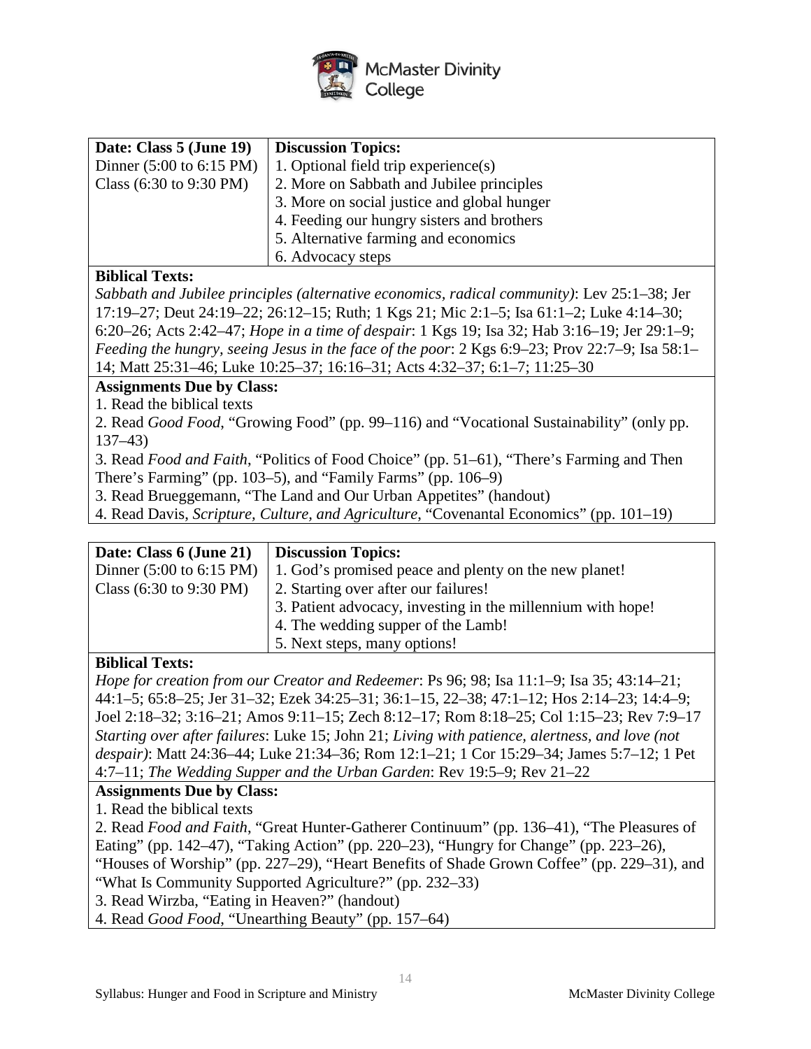| **Date: Class 5 (June 19)** | **Discussion Topics:** |
|---|---|
| Dinner (5:00 to 6:15 PM)<br>Class (6:30 to 9:30 PM) | 1. Optional field trip experience(s)<br>2. More on Sabbath and Jubilee principles<br>3. More on social justice and global hunger<br>4. Feeding our hungry sisters and brothers<br>5. Alternative farming and economics<br>6. Advocacy steps |

**Biblical Texts:**

*Sabbath and Jubilee principles (alternative economics, radical community)*: Lev 25:1–38; Jer 17:19–27; Deut 24:19–22; 26:12–15; Ruth; 1 Kgs 21; Mic 2:1–5; Isa 61:1–2; Luke 4:14–30; 6:20–26; Acts 2:42–47; *Hope in a time of despair*: 1 Kgs 19; Isa 32; Hab 3:16–19; Jer 29:1–9; *Feeding the hungry, seeing Jesus in the face of the poor*: 2 Kgs 6:9–23; Prov 22:7–9; Isa 58:1–14; Matt 25:31–46; Luke 10:25–37; 16:16–31; Acts 4:32–37; 6:1–7; 11:25–30

**Assignments Due by Class:**

1. Read the biblical texts
2. Read *Good Food*, "Growing Food" (pp. 99–116) and "Vocational Sustainability" (only pp. 137–43)
3. Read *Food and Faith*, "Politics of Food Choice" (pp. 51–61), "There's Farming and Then There's Farming" (pp. 103–5), and "Family Farms" (pp. 106–9)
3. Read Brueggemann, "The Land and Our Urban Appetites" (handout)
4. Read Davis, *Scripture, Culture, and Agriculture*, "Covenantal Economics" (pp. 101–19)

| **Date: Class 6 (June 21)** | **Discussion Topics:** |
|---|---|
| Dinner (5:00 to 6:15 PM)<br>Class (6:30 to 9:30 PM) | 1. God's promised peace and plenty on the new planet!<br>2. Starting over after our failures!<br>3. Patient advocacy, investing in the millennium with hope!<br>4. The wedding supper of the Lamb!<br>5. Next steps, many options! |

**Biblical Texts:**

*Hope for creation from our Creator and Redeemer*: Ps 96; 98; Isa 11:1–9; Isa 35; 43:14–21; 44:1–5; 65:8–25; Jer 31–32; Ezek 34:25–31; 36:1–15, 22–38; 47:1–12; Hos 2:14–23; 14:4–9; Joel 2:18–32; 3:16–21; Amos 9:11–15; Zech 8:12–17; Rom 8:18–25; Col 1:15–23; Rev 7:9–17 *Starting over after failures*: Luke 15; John 21; *Living with patience, alertness, and love (not despair)*: Matt 24:36–44; Luke 21:34–36; Rom 12:1–21; 1 Cor 15:29–34; James 5:7–12; 1 Pet 4:7–11; *The Wedding Supper and the Urban Garden*: Rev 19:5–9; Rev 21–22

**Assignments Due by Class:**

1. Read the biblical texts
2. Read *Food and Faith*, "Great Hunter-Gatherer Continuum" (pp. 136–41), "The Pleasures of Eating" (pp. 142–47), "Taking Action" (pp. 220–23), "Hungry for Change" (pp. 223–26), "Houses of Worship" (pp. 227–29), "Heart Benefits of Shade Grown Coffee" (pp. 229–31), and "What Is Community Supported Agriculture?" (pp. 232–33)
3. Read Wirzba, "Eating in Heaven?" (handout)
4. Read *Good Food*, "Unearthing Beauty" (pp. 157–64)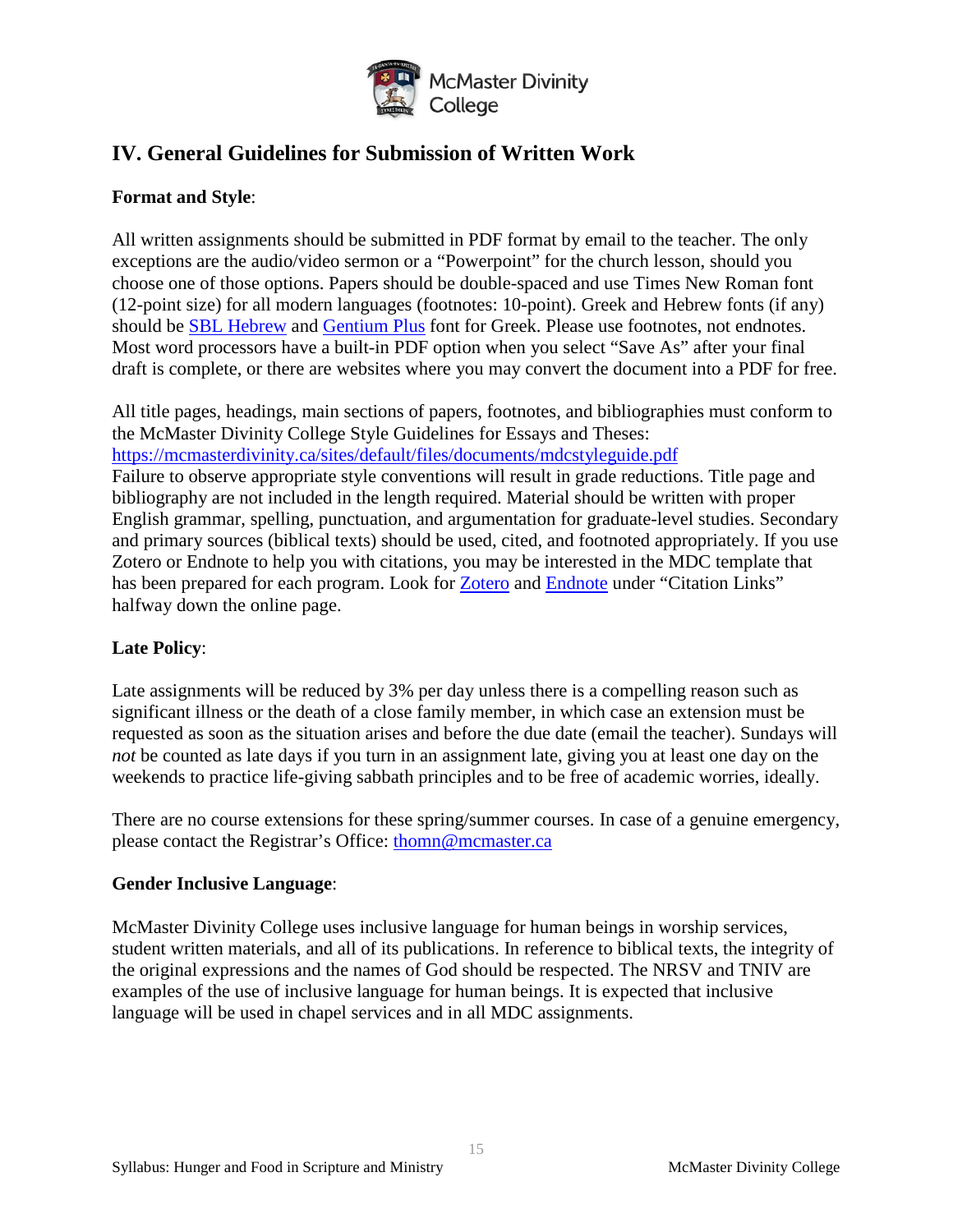## IV. General Guidelines for Submission of Written Work

**Format and Style**:

All written assignments should be submitted in PDF format by email to the teacher. The only exceptions are the audio/video sermon or a "Powerpoint" for the church lesson, should you choose one of those options. Papers should be double-spaced and use Times New Roman font (12-point size) for all modern languages (footnotes: 10-point). Greek and Hebrew fonts (if any) should be SBL Hebrew and Gentium Plus font for Greek. Please use footnotes, not endnotes. Most word processors have a built-in PDF option when you select "Save As" after your final draft is complete, or there are websites where you may convert the document into a PDF for free.

All title pages, headings, main sections of papers, footnotes, and bibliographies must conform to the McMaster Divinity College Style Guidelines for Essays and Theses: https://mcmasterdivinity.ca/sites/default/files/documents/mdcstyleguide.pdf
Failure to observe appropriate style conventions will result in grade reductions. Title page and bibliography are not included in the length required. Material should be written with proper English grammar, spelling, punctuation, and argumentation for graduate-level studies. Secondary and primary sources (biblical texts) should be used, cited, and footnoted appropriately. If you use Zotero or Endnote to help you with citations, you may be interested in the MDC template that has been prepared for each program. Look for Zotero and Endnote under "Citation Links" halfway down the online page.

**Late Policy**:

Late assignments will be reduced by 3% per day unless there is a compelling reason such as significant illness or the death of a close family member, in which case an extension must be requested as soon as the situation arises and before the due date (email the teacher). Sundays will *not* be counted as late days if you turn in an assignment late, giving you at least one day on the weekends to practice life-giving sabbath principles and to be free of academic worries, ideally.

There are no course extensions for these spring/summer courses. In case of a genuine emergency, please contact the Registrar's Office: thomn@mcmaster.ca

**Gender Inclusive Language**:

McMaster Divinity College uses inclusive language for human beings in worship services, student written materials, and all of its publications. In reference to biblical texts, the integrity of the original expressions and the names of God should be respected. The NRSV and TNIV are examples of the use of inclusive language for human beings. It is expected that inclusive language will be used in chapel services and in all MDC assignments.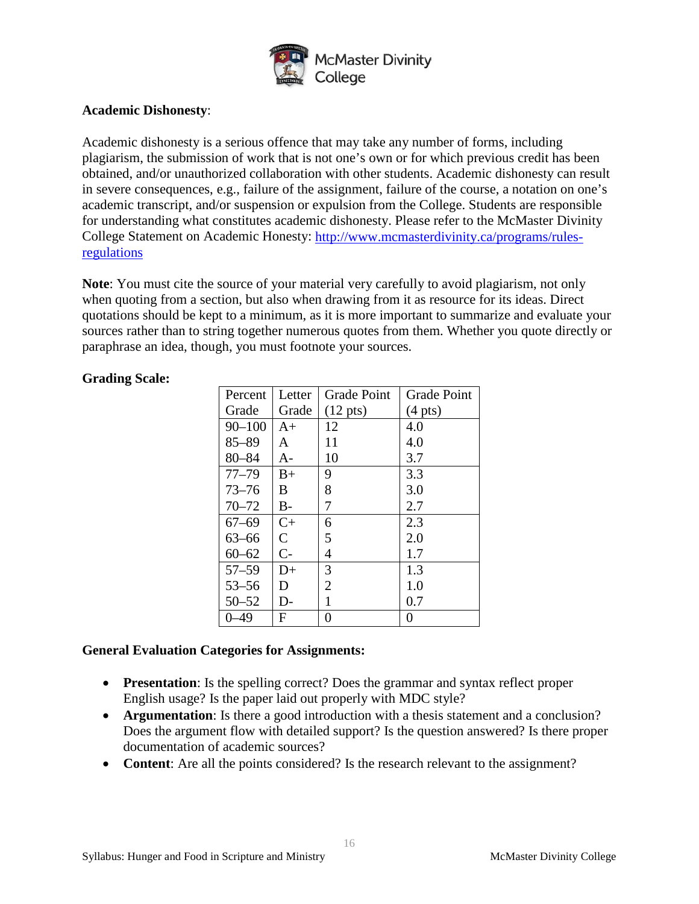**Academic Dishonesty**:

Academic dishonesty is a serious offence that may take any number of forms, including plagiarism, the submission of work that is not one's own or for which previous credit has been obtained, and/or unauthorized collaboration with other students. Academic dishonesty can result in severe consequences, e.g., failure of the assignment, failure of the course, a notation on one's academic transcript, and/or suspension or expulsion from the College. Students are responsible for understanding what constitutes academic dishonesty. Please refer to the McMaster Divinity College Statement on Academic Honesty: http://www.mcmasterdivinity.ca/programs/rules-regulations

**Note**: You must cite the source of your material very carefully to avoid plagiarism, not only when quoting from a section, but also when drawing from it as resource for its ideas. Direct quotations should be kept to a minimum, as it is more important to summarize and evaluate your sources rather than to string together numerous quotes from them. Whether you quote directly or paraphrase an idea, though, you must footnote your sources.

**Grading Scale:**

| Percent Grade | Letter Grade | Grade Point (12 pts) | Grade Point (4 pts) |
|---|---|---|---|
| 90–100 | A+ | 12 | 4.0 |
| 85–89 | A | 11 | 4.0 |
| 80–84 | A- | 10 | 3.7 |
| 77–79 | B+ | 9 | 3.3 |
| 73–76 | B | 8 | 3.0 |
| 70–72 | B- | 7 | 2.7 |
| 67–69 | C+ | 6 | 2.3 |
| 63–66 | C | 5 | 2.0 |
| 60–62 | C- | 4 | 1.7 |
| 57–59 | D+ | 3 | 1.3 |
| 53–56 | D | 2 | 1.0 |
| 50–52 | D- | 1 | 0.7 |
| 0–49 | F | 0 | 0 |

**General Evaluation Categories for Assignments:**

- **Presentation**: Is the spelling correct? Does the grammar and syntax reflect proper English usage? Is the paper laid out properly with MDC style?
- **Argumentation**: Is there a good introduction with a thesis statement and a conclusion? Does the argument flow with detailed support? Is the question answered? Is there proper documentation of academic sources?
- **Content**: Are all the points considered? Is the research relevant to the assignment?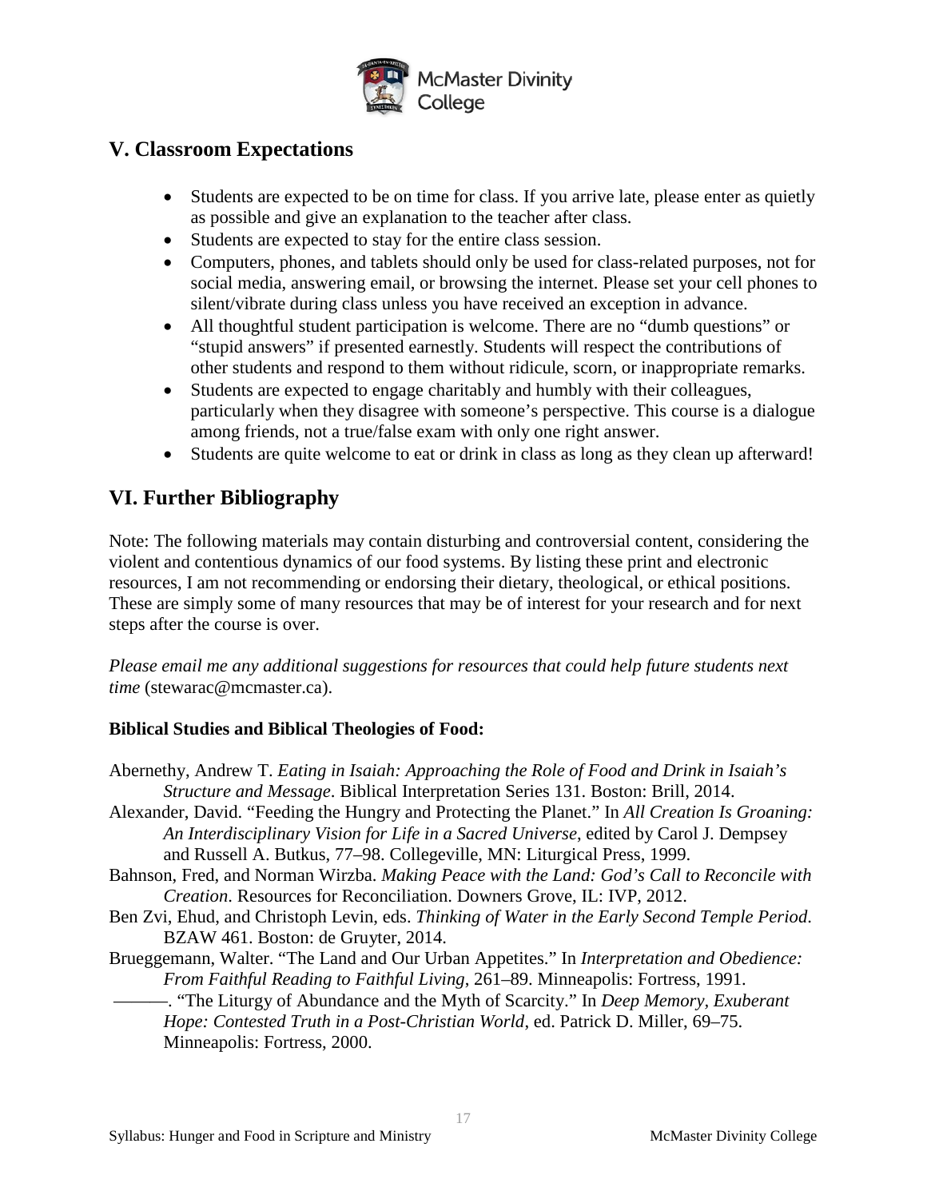## V. Classroom Expectations

- Students are expected to be on time for class. If you arrive late, please enter as quietly as possible and give an explanation to the teacher after class.
- Students are expected to stay for the entire class session.
- Computers, phones, and tablets should only be used for class-related purposes, not for social media, answering email, or browsing the internet. Please set your cell phones to silent/vibrate during class unless you have received an exception in advance.
- All thoughtful student participation is welcome. There are no "dumb questions" or "stupid answers" if presented earnestly. Students will respect the contributions of other students and respond to them without ridicule, scorn, or inappropriate remarks.
- Students are expected to engage charitably and humbly with their colleagues, particularly when they disagree with someone's perspective. This course is a dialogue among friends, not a true/false exam with only one right answer.
- Students are quite welcome to eat or drink in class as long as they clean up afterward!

## VI. Further Bibliography

Note: The following materials may contain disturbing and controversial content, considering the violent and contentious dynamics of our food systems. By listing these print and electronic resources, I am not recommending or endorsing their dietary, theological, or ethical positions. These are simply some of many resources that may be of interest for your research and for next steps after the course is over.

*Please email me any additional suggestions for resources that could help future students next time* (stewarac@mcmaster.ca).

**Biblical Studies and Biblical Theologies of Food:**

Abernethy, Andrew T. *Eating in Isaiah: Approaching the Role of Food and Drink in Isaiah's Structure and Message*. Biblical Interpretation Series 131. Boston: Brill, 2014.

Alexander, David. "Feeding the Hungry and Protecting the Planet." In *All Creation Is Groaning: An Interdisciplinary Vision for Life in a Sacred Universe*, edited by Carol J. Dempsey and Russell A. Butkus, 77–98. Collegeville, MN: Liturgical Press, 1999.

Bahnson, Fred, and Norman Wirzba. *Making Peace with the Land: God's Call to Reconcile with Creation*. Resources for Reconciliation. Downers Grove, IL: IVP, 2012.

Ben Zvi, Ehud, and Christoph Levin, eds. *Thinking of Water in the Early Second Temple Period*. BZAW 461. Boston: de Gruyter, 2014.

Brueggemann, Walter. "The Land and Our Urban Appetites." In *Interpretation and Obedience: From Faithful Reading to Faithful Living*, 261–89. Minneapolis: Fortress, 1991.

———. "The Liturgy of Abundance and the Myth of Scarcity." In *Deep Memory, Exuberant Hope: Contested Truth in a Post-Christian World*, ed. Patrick D. Miller, 69–75. Minneapolis: Fortress, 2000.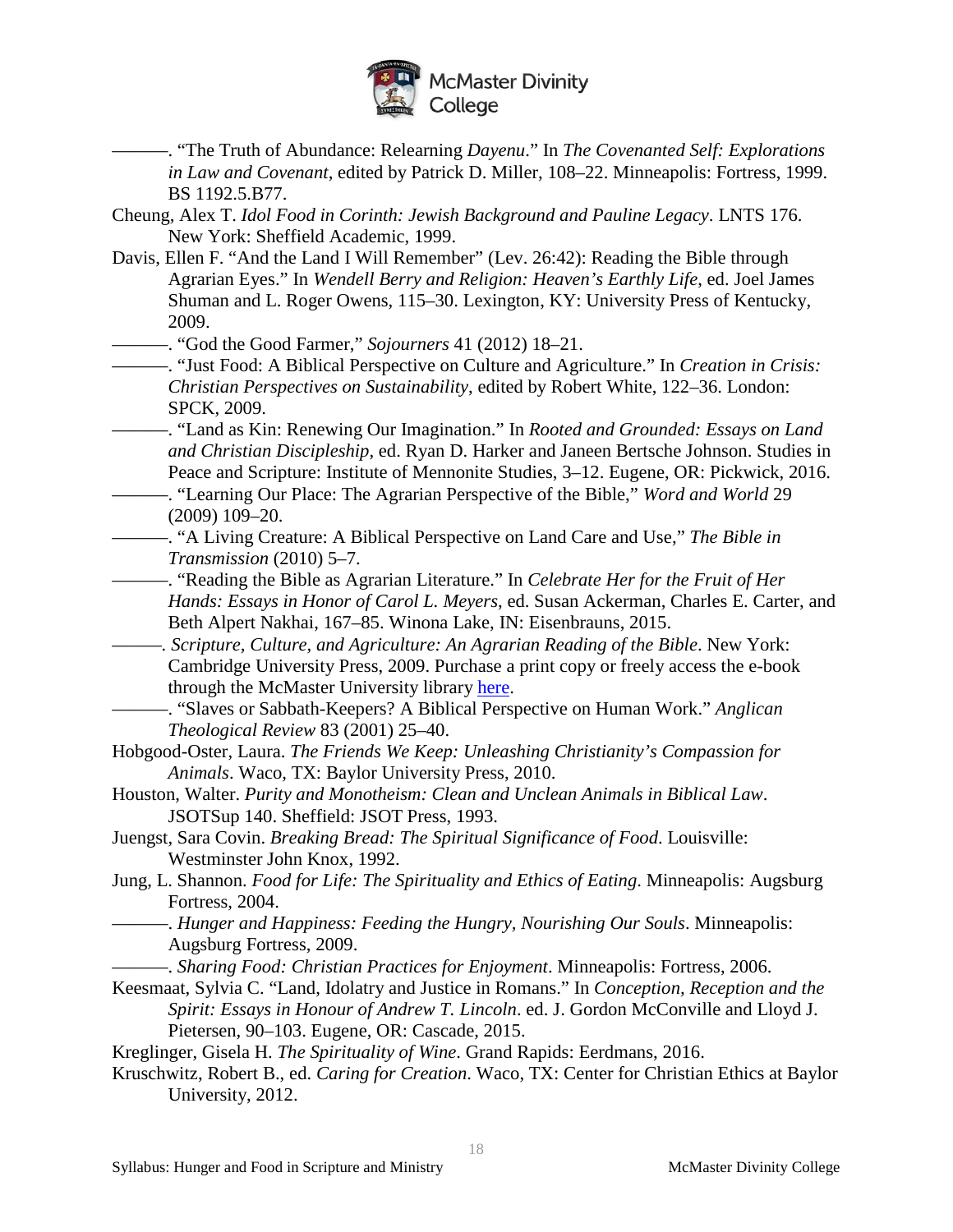———. “The Truth of Abundance: Relearning *Dayenu*.” In *The Covenanted Self: Explorations in Law and Covenant*, edited by Patrick D. Miller, 108–22. Minneapolis: Fortress, 1999. BS 1192.5.B77.

Cheung, Alex T. *Idol Food in Corinth: Jewish Background and Pauline Legacy*. LNTS 176. New York: Sheffield Academic, 1999.

Davis, Ellen F. “And the Land I Will Remember” (Lev. 26:42): Reading the Bible through Agrarian Eyes.” In *Wendell Berry and Religion: Heaven’s Earthly Life*, ed. Joel James Shuman and L. Roger Owens, 115–30. Lexington, KY: University Press of Kentucky, 2009.

———. “God the Good Farmer,” *Sojourners* 41 (2012) 18–21.

———. “Just Food: A Biblical Perspective on Culture and Agriculture.” In *Creation in Crisis: Christian Perspectives on Sustainability*, edited by Robert White, 122–36. London: SPCK, 2009.

———. “Land as Kin: Renewing Our Imagination.” In *Rooted and Grounded: Essays on Land and Christian Discipleship*, ed. Ryan D. Harker and Janeen Bertsche Johnson. Studies in Peace and Scripture: Institute of Mennonite Studies, 3–12. Eugene, OR: Pickwick, 2016.

———. “Learning Our Place: The Agrarian Perspective of the Bible,” *Word and World* 29 (2009) 109–20.

———. “A Living Creature: A Biblical Perspective on Land Care and Use,” *The Bible in Transmission* (2010) 5–7.

———. “Reading the Bible as Agrarian Literature.” In *Celebrate Her for the Fruit of Her Hands: Essays in Honor of Carol L. Meyers*, ed. Susan Ackerman, Charles E. Carter, and Beth Alpert Nakhai, 167–85. Winona Lake, IN: Eisenbrauns, 2015.

———. *Scripture, Culture, and Agriculture: An Agrarian Reading of the Bible*. New York: Cambridge University Press, 2009. Purchase a print copy or freely access the e-book through the McMaster University library here.

———. “Slaves or Sabbath-Keepers? A Biblical Perspective on Human Work.” *Anglican Theological Review* 83 (2001) 25–40.

Hobgood-Oster, Laura. *The Friends We Keep: Unleashing Christianity’s Compassion for Animals*. Waco, TX: Baylor University Press, 2010.

Houston, Walter. *Purity and Monotheism: Clean and Unclean Animals in Biblical Law*. JSOTSup 140. Sheffield: JSOT Press, 1993.

Juengst, Sara Covin. *Breaking Bread: The Spiritual Significance of Food*. Louisville: Westminster John Knox, 1992.

Jung, L. Shannon. *Food for Life: The Spirituality and Ethics of Eating*. Minneapolis: Augsburg Fortress, 2004.

———. *Hunger and Happiness: Feeding the Hungry, Nourishing Our Souls*. Minneapolis: Augsburg Fortress, 2009.

———. *Sharing Food: Christian Practices for Enjoyment*. Minneapolis: Fortress, 2006.

Keesmaat, Sylvia C. “Land, Idolatry and Justice in Romans.” In *Conception, Reception and the Spirit: Essays in Honour of Andrew T. Lincoln*. ed. J. Gordon McConville and Lloyd J. Pietersen, 90–103. Eugene, OR: Cascade, 2015.

Kreglinger, Gisela H. *The Spirituality of Wine*. Grand Rapids: Eerdmans, 2016.

Kruschwitz, Robert B., ed. *Caring for Creation*. Waco, TX: Center for Christian Ethics at Baylor University, 2012.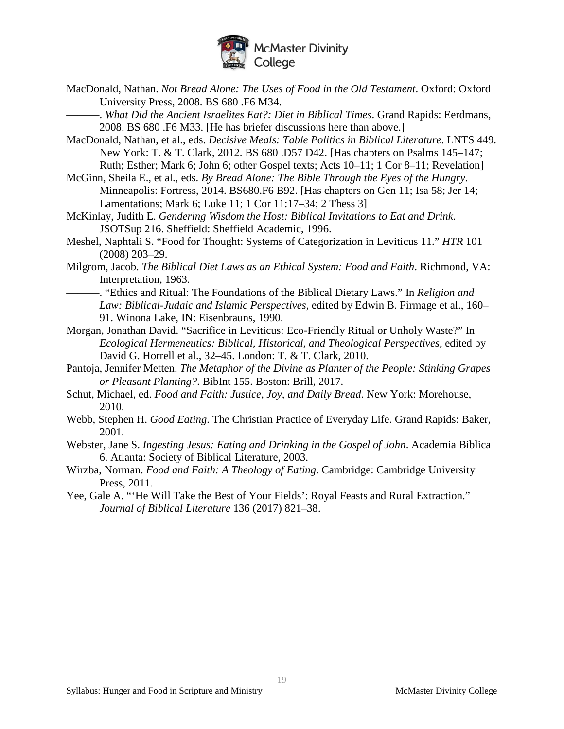MacDonald, Nathan. *Not Bread Alone: The Uses of Food in the Old Testament*. Oxford: Oxford University Press, 2008. BS 680 .F6 M34.

———. *What Did the Ancient Israelites Eat?: Diet in Biblical Times*. Grand Rapids: Eerdmans, 2008. BS 680 .F6 M33. [He has briefer discussions here than above.]

MacDonald, Nathan, et al., eds. *Decisive Meals: Table Politics in Biblical Literature*. LNTS 449. New York: T. & T. Clark, 2012. BS 680 .D57 D42. [Has chapters on Psalms 145–147; Ruth; Esther; Mark 6; John 6; other Gospel texts; Acts 10–11; 1 Cor 8–11; Revelation]

McGinn, Sheila E., et al., eds. *By Bread Alone: The Bible Through the Eyes of the Hungry*. Minneapolis: Fortress, 2014. BS680.F6 B92. [Has chapters on Gen 11; Isa 58; Jer 14; Lamentations; Mark 6; Luke 11; 1 Cor 11:17–34; 2 Thess 3]

McKinlay, Judith E. *Gendering Wisdom the Host: Biblical Invitations to Eat and Drink*. JSOTSup 216. Sheffield: Sheffield Academic, 1996.

Meshel, Naphtali S. "Food for Thought: Systems of Categorization in Leviticus 11." *HTR* 101 (2008) 203–29.

Milgrom, Jacob. *The Biblical Diet Laws as an Ethical System: Food and Faith*. Richmond, VA: Interpretation, 1963.

———. "Ethics and Ritual: The Foundations of the Biblical Dietary Laws." In *Religion and Law: Biblical-Judaic and Islamic Perspectives*, edited by Edwin B. Firmage et al., 160–91. Winona Lake, IN: Eisenbrauns, 1990.

Morgan, Jonathan David. "Sacrifice in Leviticus: Eco-Friendly Ritual or Unholy Waste?" In *Ecological Hermeneutics: Biblical, Historical, and Theological Perspectives*, edited by David G. Horrell et al., 32–45. London: T. & T. Clark, 2010.

Pantoja, Jennifer Metten. *The Metaphor of the Divine as Planter of the People: Stinking Grapes or Pleasant Planting?*. BibInt 155. Boston: Brill, 2017.

Schut, Michael, ed. *Food and Faith: Justice, Joy, and Daily Bread*. New York: Morehouse, 2010.

Webb, Stephen H. *Good Eating*. The Christian Practice of Everyday Life. Grand Rapids: Baker, 2001.

Webster, Jane S. *Ingesting Jesus: Eating and Drinking in the Gospel of John*. Academia Biblica 6. Atlanta: Society of Biblical Literature, 2003.

Wirzba, Norman. *Food and Faith: A Theology of Eating*. Cambridge: Cambridge University Press, 2011.

Yee, Gale A. "'He Will Take the Best of Your Fields': Royal Feasts and Rural Extraction." *Journal of Biblical Literature* 136 (2017) 821–38.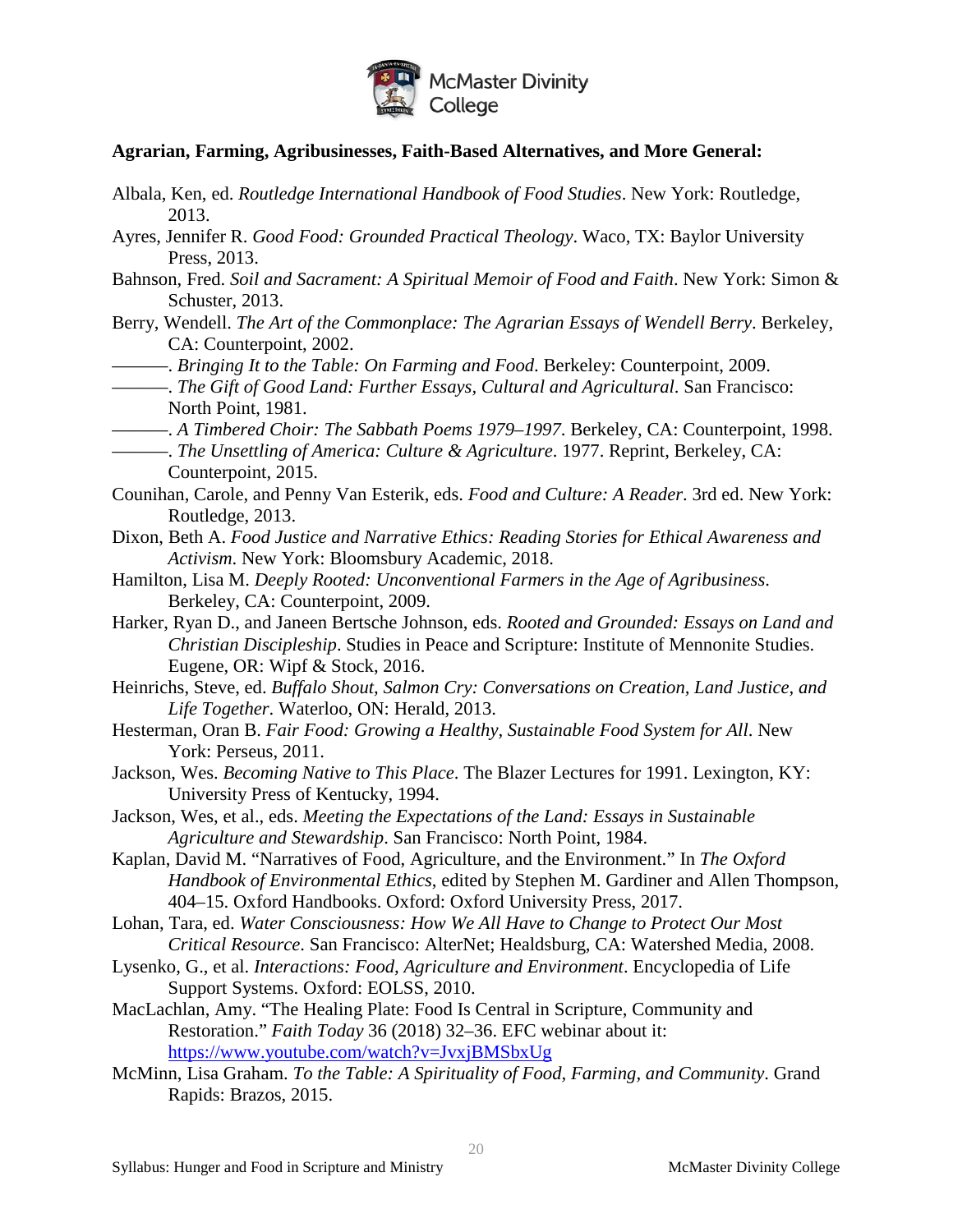**Agrarian, Farming, Agribusinesses, Faith-Based Alternatives, and More General:**

Albala, Ken, ed. *Routledge International Handbook of Food Studies*. New York: Routledge, 2013.

Ayres, Jennifer R. *Good Food: Grounded Practical Theology*. Waco, TX: Baylor University Press, 2013.

Bahnson, Fred. *Soil and Sacrament: A Spiritual Memoir of Food and Faith*. New York: Simon & Schuster, 2013.

Berry, Wendell. *The Art of the Commonplace: The Agrarian Essays of Wendell Berry*. Berkeley, CA: Counterpoint, 2002.

———. *Bringing It to the Table: On Farming and Food*. Berkeley: Counterpoint, 2009.

———. *The Gift of Good Land: Further Essays, Cultural and Agricultural*. San Francisco: North Point, 1981.

———. *A Timbered Choir: The Sabbath Poems 1979–1997*. Berkeley, CA: Counterpoint, 1998.

———. *The Unsettling of America: Culture & Agriculture*. 1977. Reprint, Berkeley, CA: Counterpoint, 2015.

Counihan, Carole, and Penny Van Esterik, eds. *Food and Culture: A Reader*. 3rd ed. New York: Routledge, 2013.

Dixon, Beth A. *Food Justice and Narrative Ethics: Reading Stories for Ethical Awareness and Activism*. New York: Bloomsbury Academic, 2018.

Hamilton, Lisa M. *Deeply Rooted: Unconventional Farmers in the Age of Agribusiness*. Berkeley, CA: Counterpoint, 2009.

Harker, Ryan D., and Janeen Bertsche Johnson, eds. *Rooted and Grounded: Essays on Land and Christian Discipleship*. Studies in Peace and Scripture: Institute of Mennonite Studies. Eugene, OR: Wipf & Stock, 2016.

Heinrichs, Steve, ed. *Buffalo Shout, Salmon Cry: Conversations on Creation, Land Justice, and Life Together*. Waterloo, ON: Herald, 2013.

Hesterman, Oran B. *Fair Food: Growing a Healthy, Sustainable Food System for All*. New York: Perseus, 2011.

Jackson, Wes. *Becoming Native to This Place*. The Blazer Lectures for 1991. Lexington, KY: University Press of Kentucky, 1994.

Jackson, Wes, et al., eds. *Meeting the Expectations of the Land: Essays in Sustainable Agriculture and Stewardship*. San Francisco: North Point, 1984.

Kaplan, David M. "Narratives of Food, Agriculture, and the Environment." In *The Oxford Handbook of Environmental Ethics*, edited by Stephen M. Gardiner and Allen Thompson, 404–15. Oxford Handbooks. Oxford: Oxford University Press, 2017.

Lohan, Tara, ed. *Water Consciousness: How We All Have to Change to Protect Our Most Critical Resource*. San Francisco: AlterNet; Healdsburg, CA: Watershed Media, 2008.

Lysenko, G., et al. *Interactions: Food, Agriculture and Environment*. Encyclopedia of Life Support Systems. Oxford: EOLSS, 2010.

MacLachlan, Amy. "The Healing Plate: Food Is Central in Scripture, Community and Restoration." *Faith Today* 36 (2018) 32–36. EFC webinar about it: https://www.youtube.com/watch?v=JvxjBMSbxUg

McMinn, Lisa Graham. *To the Table: A Spirituality of Food, Farming, and Community*. Grand Rapids: Brazos, 2015.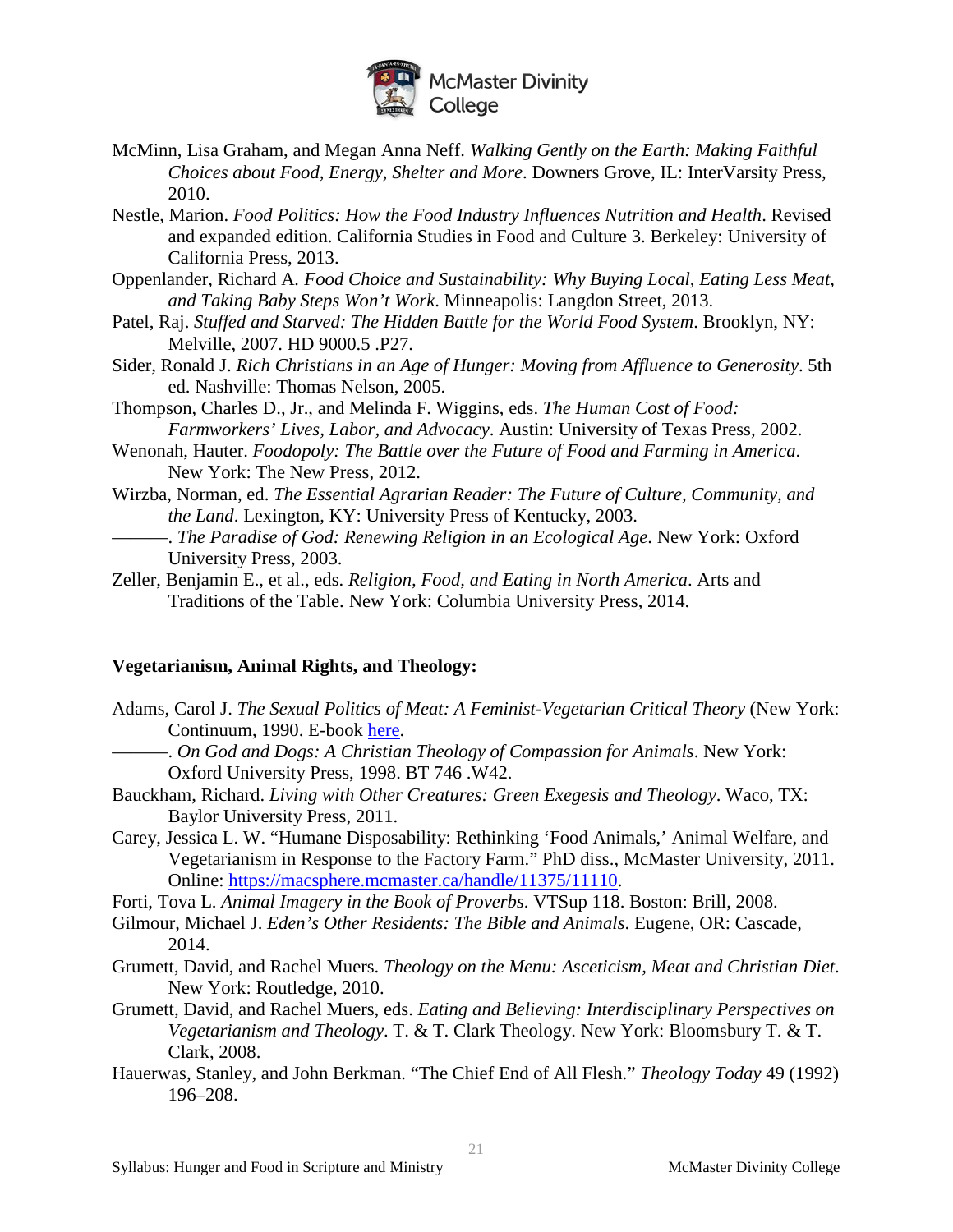McMinn, Lisa Graham, and Megan Anna Neff. *Walking Gently on the Earth: Making Faithful Choices about Food, Energy, Shelter and More*. Downers Grove, IL: InterVarsity Press, 2010.

Nestle, Marion. *Food Politics: How the Food Industry Influences Nutrition and Health*. Revised and expanded edition. California Studies in Food and Culture 3. Berkeley: University of California Press, 2013.

Oppenlander, Richard A. *Food Choice and Sustainability: Why Buying Local, Eating Less Meat, and Taking Baby Steps Won't Work*. Minneapolis: Langdon Street, 2013.

Patel, Raj. *Stuffed and Starved: The Hidden Battle for the World Food System*. Brooklyn, NY: Melville, 2007. HD 9000.5 .P27.

Sider, Ronald J. *Rich Christians in an Age of Hunger: Moving from Affluence to Generosity*. 5th ed. Nashville: Thomas Nelson, 2005.

Thompson, Charles D., Jr., and Melinda F. Wiggins, eds. *The Human Cost of Food: Farmworkers' Lives, Labor, and Advocacy*. Austin: University of Texas Press, 2002.

Wenonah, Hauter. *Foodopoly: The Battle over the Future of Food and Farming in America*. New York: The New Press, 2012.

Wirzba, Norman, ed. *The Essential Agrarian Reader: The Future of Culture, Community, and the Land*. Lexington, KY: University Press of Kentucky, 2003.

———. *The Paradise of God: Renewing Religion in an Ecological Age*. New York: Oxford University Press, 2003.

Zeller, Benjamin E., et al., eds. *Religion, Food, and Eating in North America*. Arts and Traditions of the Table. New York: Columbia University Press, 2014.

**Vegetarianism, Animal Rights, and Theology:**

Adams, Carol J. *The Sexual Politics of Meat: A Feminist-Vegetarian Critical Theory* (New York: Continuum, 1990. E-book here.

———. *On God and Dogs: A Christian Theology of Compassion for Animals*. New York: Oxford University Press, 1998. BT 746 .W42.

Bauckham, Richard. *Living with Other Creatures: Green Exegesis and Theology*. Waco, TX: Baylor University Press, 2011.

Carey, Jessica L. W. "Humane Disposability: Rethinking 'Food Animals,' Animal Welfare, and Vegetarianism in Response to the Factory Farm." PhD diss., McMaster University, 2011. Online: https://macsphere.mcmaster.ca/handle/11375/11110.

Forti, Tova L. *Animal Imagery in the Book of Proverbs*. VTSup 118. Boston: Brill, 2008.

Gilmour, Michael J. *Eden's Other Residents: The Bible and Animals*. Eugene, OR: Cascade, 2014.

Grumett, David, and Rachel Muers. *Theology on the Menu: Asceticism, Meat and Christian Diet*. New York: Routledge, 2010.

Grumett, David, and Rachel Muers, eds. *Eating and Believing: Interdisciplinary Perspectives on Vegetarianism and Theology*. T. & T. Clark Theology. New York: Bloomsbury T. & T. Clark, 2008.

Hauerwas, Stanley, and John Berkman. "The Chief End of All Flesh." *Theology Today* 49 (1992) 196–208.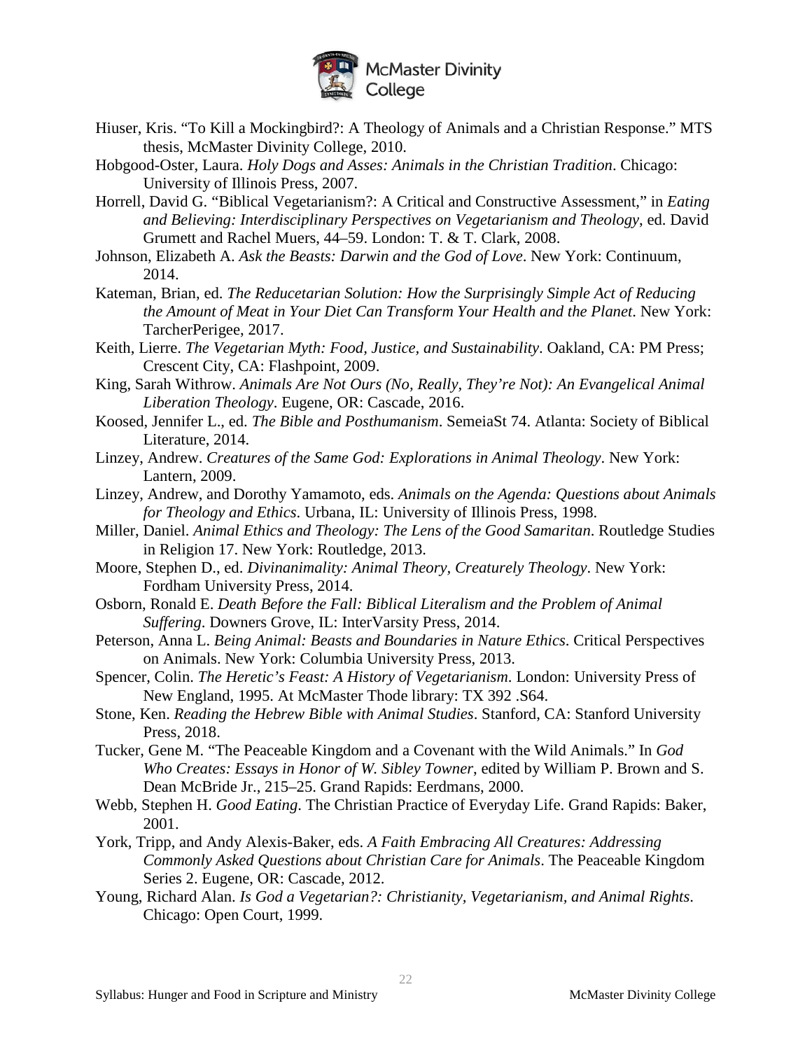Hiuser, Kris. "To Kill a Mockingbird?: A Theology of Animals and a Christian Response." MTS thesis, McMaster Divinity College, 2010.

Hobgood-Oster, Laura. *Holy Dogs and Asses: Animals in the Christian Tradition*. Chicago: University of Illinois Press, 2007.

Horrell, David G. "Biblical Vegetarianism?: A Critical and Constructive Assessment," in *Eating and Believing: Interdisciplinary Perspectives on Vegetarianism and Theology*, ed. David Grumett and Rachel Muers, 44–59. London: T. & T. Clark, 2008.

Johnson, Elizabeth A. *Ask the Beasts: Darwin and the God of Love*. New York: Continuum, 2014.

Kateman, Brian, ed. *The Reducetarian Solution: How the Surprisingly Simple Act of Reducing the Amount of Meat in Your Diet Can Transform Your Health and the Planet*. New York: TarcherPerigee, 2017.

Keith, Lierre. *The Vegetarian Myth: Food, Justice, and Sustainability*. Oakland, CA: PM Press; Crescent City, CA: Flashpoint, 2009.

King, Sarah Withrow. *Animals Are Not Ours (No, Really, They're Not): An Evangelical Animal Liberation Theology*. Eugene, OR: Cascade, 2016.

Koosed, Jennifer L., ed. *The Bible and Posthumanism*. SemeiaSt 74. Atlanta: Society of Biblical Literature, 2014.

Linzey, Andrew. *Creatures of the Same God: Explorations in Animal Theology*. New York: Lantern, 2009.

Linzey, Andrew, and Dorothy Yamamoto, eds. *Animals on the Agenda: Questions about Animals for Theology and Ethics*. Urbana, IL: University of Illinois Press, 1998.

Miller, Daniel. *Animal Ethics and Theology: The Lens of the Good Samaritan*. Routledge Studies in Religion 17. New York: Routledge, 2013.

Moore, Stephen D., ed. *Divinanimality: Animal Theory, Creaturely Theology*. New York: Fordham University Press, 2014.

Osborn, Ronald E. *Death Before the Fall: Biblical Literalism and the Problem of Animal Suffering*. Downers Grove, IL: InterVarsity Press, 2014.

Peterson, Anna L. *Being Animal: Beasts and Boundaries in Nature Ethics*. Critical Perspectives on Animals. New York: Columbia University Press, 2013.

Spencer, Colin. *The Heretic's Feast: A History of Vegetarianism*. London: University Press of New England, 1995. At McMaster Thode library: TX 392 .S64.

Stone, Ken. *Reading the Hebrew Bible with Animal Studies*. Stanford, CA: Stanford University Press, 2018.

Tucker, Gene M. "The Peaceable Kingdom and a Covenant with the Wild Animals." In *God Who Creates: Essays in Honor of W. Sibley Towner*, edited by William P. Brown and S. Dean McBride Jr., 215–25. Grand Rapids: Eerdmans, 2000.

Webb, Stephen H. *Good Eating*. The Christian Practice of Everyday Life. Grand Rapids: Baker, 2001.

York, Tripp, and Andy Alexis-Baker, eds. *A Faith Embracing All Creatures: Addressing Commonly Asked Questions about Christian Care for Animals*. The Peaceable Kingdom Series 2. Eugene, OR: Cascade, 2012.

Young, Richard Alan. *Is God a Vegetarian?: Christianity, Vegetarianism, and Animal Rights*. Chicago: Open Court, 1999.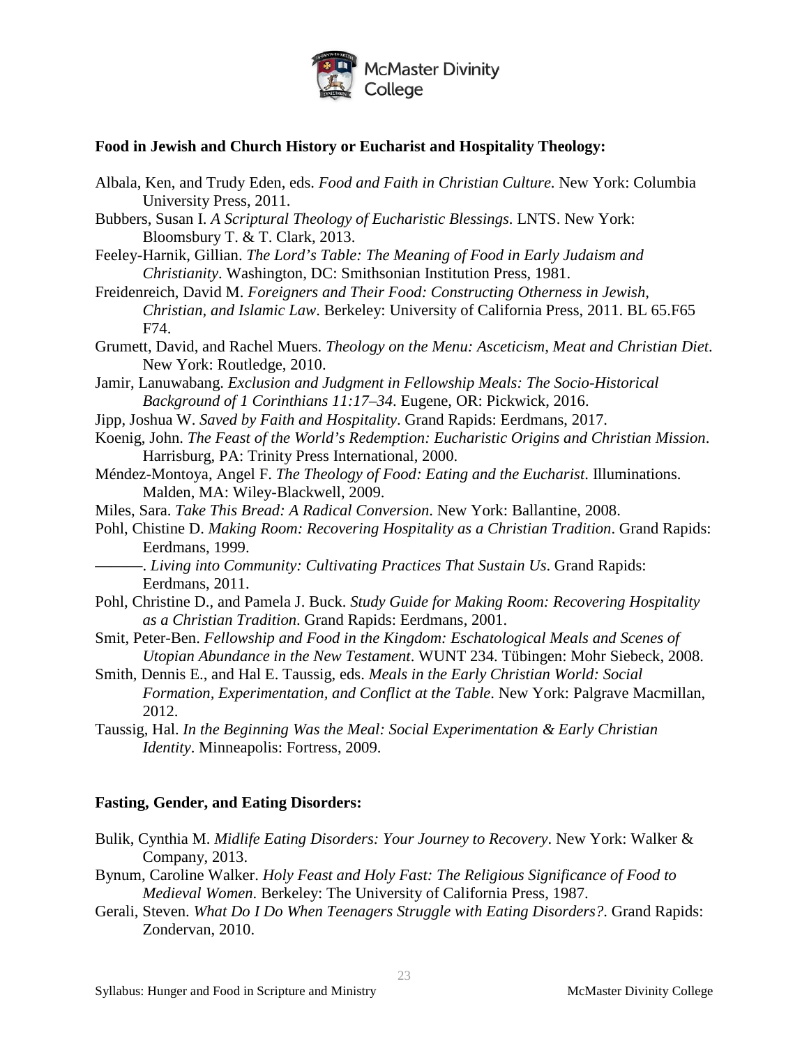**Food in Jewish and Church History or Eucharist and Hospitality Theology:**

Albala, Ken, and Trudy Eden, eds. *Food and Faith in Christian Culture*. New York: Columbia University Press, 2011.

Bubbers, Susan I. *A Scriptural Theology of Eucharistic Blessings*. LNTS. New York: Bloomsbury T. & T. Clark, 2013.

Feeley-Harnik, Gillian. *The Lord's Table: The Meaning of Food in Early Judaism and Christianity*. Washington, DC: Smithsonian Institution Press, 1981.

Freidenreich, David M. *Foreigners and Their Food: Constructing Otherness in Jewish, Christian, and Islamic Law*. Berkeley: University of California Press, 2011. BL 65.F65 F74.

Grumett, David, and Rachel Muers. *Theology on the Menu: Asceticism, Meat and Christian Diet*. New York: Routledge, 2010.

Jamir, Lanuwabang. *Exclusion and Judgment in Fellowship Meals: The Socio-Historical Background of 1 Corinthians 11:17–34*. Eugene, OR: Pickwick, 2016.

Jipp, Joshua W. *Saved by Faith and Hospitality*. Grand Rapids: Eerdmans, 2017.

Koenig, John. *The Feast of the World's Redemption: Eucharistic Origins and Christian Mission*. Harrisburg, PA: Trinity Press International, 2000.

Méndez-Montoya, Angel F. *The Theology of Food: Eating and the Eucharist*. Illuminations. Malden, MA: Wiley-Blackwell, 2009.

Miles, Sara. *Take This Bread: A Radical Conversion*. New York: Ballantine, 2008.

Pohl, Chistine D. *Making Room: Recovering Hospitality as a Christian Tradition*. Grand Rapids: Eerdmans, 1999.

———. *Living into Community: Cultivating Practices That Sustain Us*. Grand Rapids: Eerdmans, 2011.

Pohl, Christine D., and Pamela J. Buck. *Study Guide for Making Room: Recovering Hospitality as a Christian Tradition*. Grand Rapids: Eerdmans, 2001.

Smit, Peter-Ben. *Fellowship and Food in the Kingdom: Eschatological Meals and Scenes of Utopian Abundance in the New Testament*. WUNT 234. Tübingen: Mohr Siebeck, 2008.

Smith, Dennis E., and Hal E. Taussig, eds. *Meals in the Early Christian World: Social Formation, Experimentation, and Conflict at the Table*. New York: Palgrave Macmillan, 2012.

Taussig, Hal. *In the Beginning Was the Meal: Social Experimentation & Early Christian Identity*. Minneapolis: Fortress, 2009.

**Fasting, Gender, and Eating Disorders:**

Bulik, Cynthia M. *Midlife Eating Disorders: Your Journey to Recovery*. New York: Walker & Company, 2013.

Bynum, Caroline Walker. *Holy Feast and Holy Fast: The Religious Significance of Food to Medieval Women*. Berkeley: The University of California Press, 1987.

Gerali, Steven. *What Do I Do When Teenagers Struggle with Eating Disorders?*. Grand Rapids: Zondervan, 2010.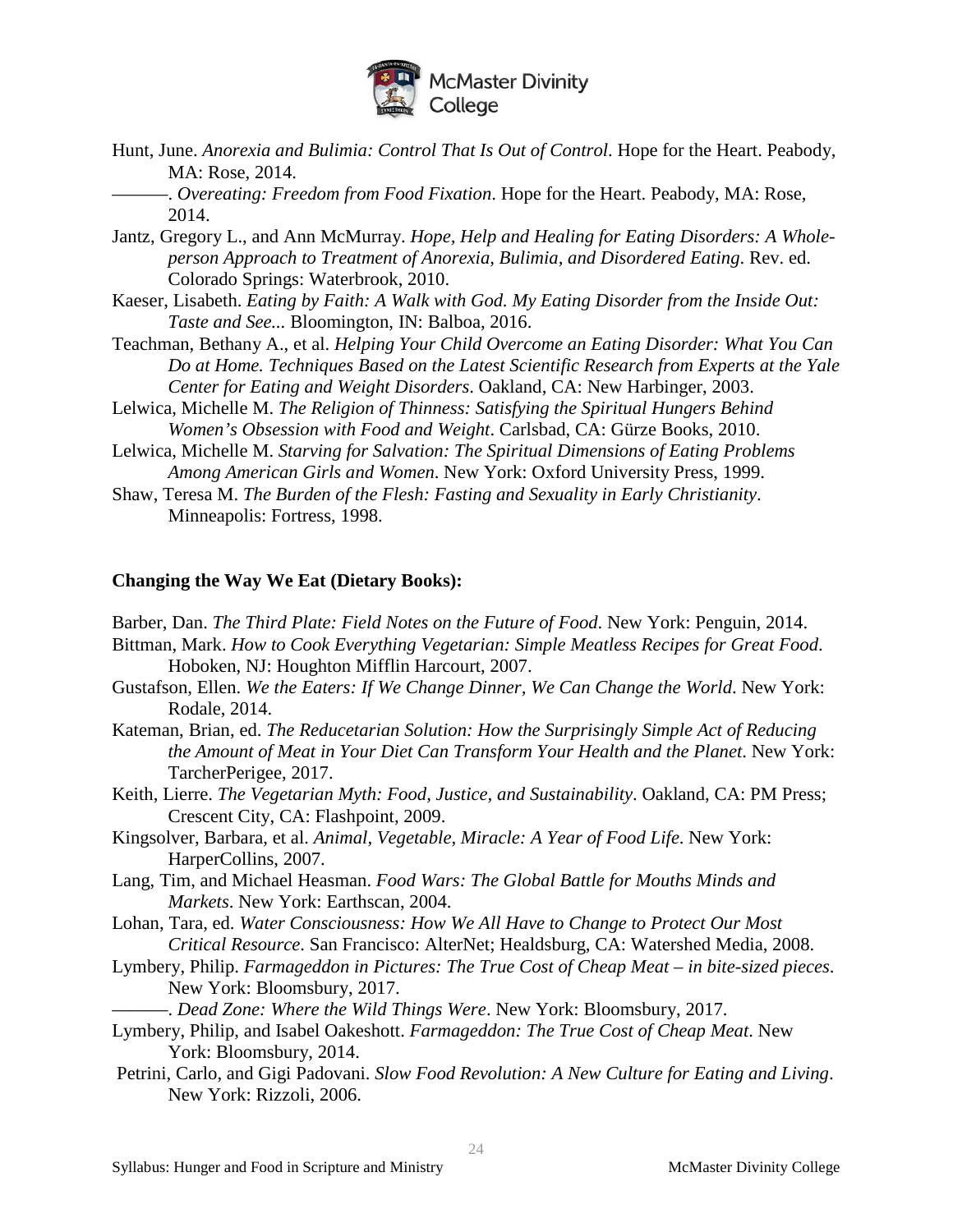Hunt, June. *Anorexia and Bulimia: Control That Is Out of Control*. Hope for the Heart. Peabody, MA: Rose, 2014.

———. *Overeating: Freedom from Food Fixation*. Hope for the Heart. Peabody, MA: Rose, 2014.

Jantz, Gregory L., and Ann McMurray. *Hope, Help and Healing for Eating Disorders: A Whole-person Approach to Treatment of Anorexia, Bulimia, and Disordered Eating*. Rev. ed. Colorado Springs: Waterbrook, 2010.

Kaeser, Lisabeth. *Eating by Faith: A Walk with God. My Eating Disorder from the Inside Out: Taste and See...* Bloomington, IN: Balboa, 2016.

Teachman, Bethany A., et al. *Helping Your Child Overcome an Eating Disorder: What You Can Do at Home. Techniques Based on the Latest Scientific Research from Experts at the Yale Center for Eating and Weight Disorders*. Oakland, CA: New Harbinger, 2003.

Lelwica, Michelle M. *The Religion of Thinness: Satisfying the Spiritual Hungers Behind Women's Obsession with Food and Weight*. Carlsbad, CA: Gürze Books, 2010.

Lelwica, Michelle M. *Starving for Salvation: The Spiritual Dimensions of Eating Problems Among American Girls and Women*. New York: Oxford University Press, 1999.

Shaw, Teresa M. *The Burden of the Flesh: Fasting and Sexuality in Early Christianity*. Minneapolis: Fortress, 1998.

**Changing the Way We Eat (Dietary Books):**

Barber, Dan. *The Third Plate: Field Notes on the Future of Food*. New York: Penguin, 2014.

Bittman, Mark. *How to Cook Everything Vegetarian: Simple Meatless Recipes for Great Food*. Hoboken, NJ: Houghton Mifflin Harcourt, 2007.

Gustafson, Ellen. *We the Eaters: If We Change Dinner, We Can Change the World*. New York: Rodale, 2014.

Kateman, Brian, ed. *The Reducetarian Solution: How the Surprisingly Simple Act of Reducing the Amount of Meat in Your Diet Can Transform Your Health and the Planet*. New York: TarcherPerigee, 2017.

Keith, Lierre. *The Vegetarian Myth: Food, Justice, and Sustainability*. Oakland, CA: PM Press; Crescent City, CA: Flashpoint, 2009.

Kingsolver, Barbara, et al. *Animal, Vegetable, Miracle: A Year of Food Life*. New York: HarperCollins, 2007.

Lang, Tim, and Michael Heasman. *Food Wars: The Global Battle for Mouths Minds and Markets*. New York: Earthscan, 2004.

Lohan, Tara, ed. *Water Consciousness: How We All Have to Change to Protect Our Most Critical Resource*. San Francisco: AlterNet; Healdsburg, CA: Watershed Media, 2008.

Lymbery, Philip. *Farmageddon in Pictures: The True Cost of Cheap Meat – in bite-sized pieces*. New York: Bloomsbury, 2017.

———. *Dead Zone: Where the Wild Things Were*. New York: Bloomsbury, 2017.

Lymbery, Philip, and Isabel Oakeshott. *Farmageddon: The True Cost of Cheap Meat*. New York: Bloomsbury, 2014.

Petrini, Carlo, and Gigi Padovani. *Slow Food Revolution: A New Culture for Eating and Living*. New York: Rizzoli, 2006.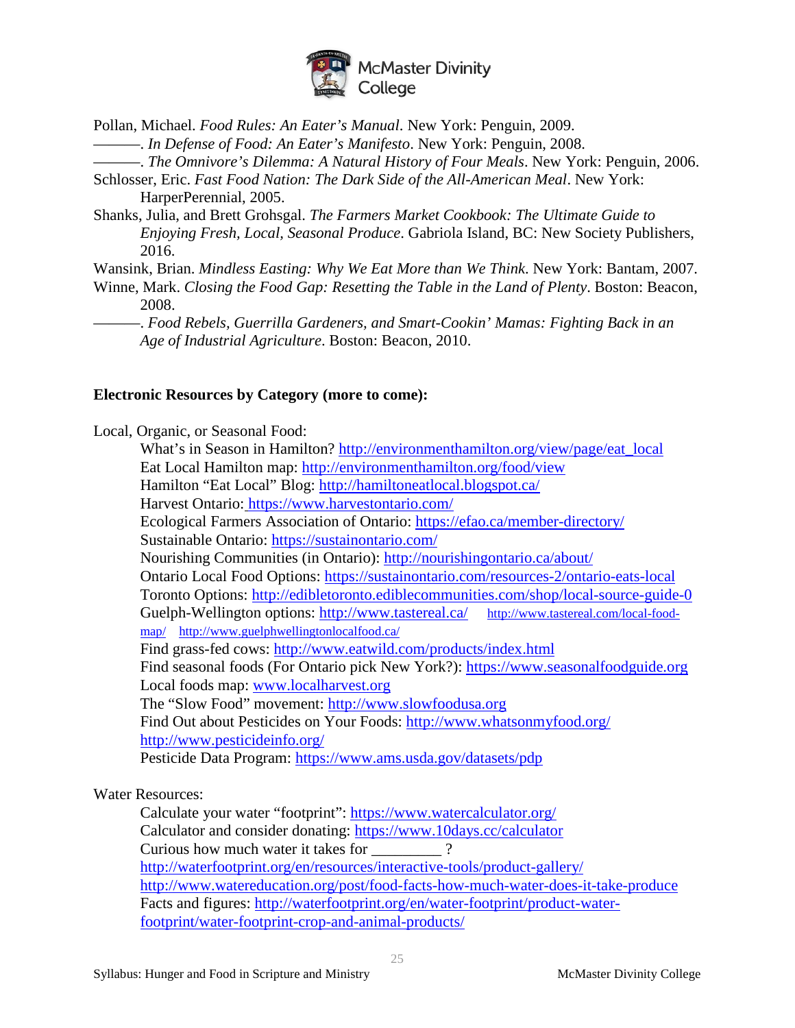Pollan, Michael. *Food Rules: An Eater's Manual*. New York: Penguin, 2009.

———. *In Defense of Food: An Eater's Manifesto*. New York: Penguin, 2008.

———. *The Omnivore's Dilemma: A Natural History of Four Meals*. New York: Penguin, 2006.

Schlosser, Eric. *Fast Food Nation: The Dark Side of the All-American Meal*. New York: HarperPerennial, 2005.

Shanks, Julia, and Brett Grohsgal. *The Farmers Market Cookbook: The Ultimate Guide to Enjoying Fresh, Local, Seasonal Produce*. Gabriola Island, BC: New Society Publishers, 2016.

Wansink, Brian. *Mindless Easting: Why We Eat More than We Think*. New York: Bantam, 2007.

Winne, Mark. *Closing the Food Gap: Resetting the Table in the Land of Plenty*. Boston: Beacon, 2008.

———. *Food Rebels, Guerrilla Gardeners, and Smart-Cookin' Mamas: Fighting Back in an Age of Industrial Agriculture*. Boston: Beacon, 2010.

**Electronic Resources by Category (more to come):**

Local, Organic, or Seasonal Food:

What's in Season in Hamilton? http://environmenthamilton.org/view/page/eat_local
Eat Local Hamilton map: http://environmenthamilton.org/food/view
Hamilton "Eat Local" Blog: http://hamiltoneatlocal.blogspot.ca/
Harvest Ontario: https://www.harvestontario.com/
Ecological Farmers Association of Ontario: https://efao.ca/member-directory/
Sustainable Ontario: https://sustainontario.com/
Nourishing Communities (in Ontario): http://nourishingontario.ca/about/
Ontario Local Food Options: https://sustainontario.com/resources-2/ontario-eats-local
Toronto Options: http://edibletoronto.ediblecommunities.com/shop/local-source-guide-0
Guelph-Wellington options: http://www.tastereal.ca/ http://www.tastereal.com/local-food-map/ http://www.guelphwellingtonlocalfood.ca/
Find grass-fed cows: http://www.eatwild.com/products/index.html
Find seasonal foods (For Ontario pick New York?): https://www.seasonalfoodguide.org
Local foods map: www.localharvest.org
The "Slow Food" movement: http://www.slowfoodusa.org
Find Out about Pesticides on Your Foods: http://www.whatsonmyfood.org/ http://www.pesticideinfo.org/
Pesticide Data Program: https://www.ams.usda.gov/datasets/pdp

Water Resources:

Calculate your water "footprint": https://www.watercalculator.org/
Calculator and consider donating: https://www.10days.cc/calculator
Curious how much water it takes for _________ ?
http://waterfootprint.org/en/resources/interactive-tools/product-gallery/
http://www.watereducation.org/post/food-facts-how-much-water-does-it-take-produce
Facts and figures: http://waterfootprint.org/en/water-footprint/product-water-footprint/water-footprint-crop-and-animal-products/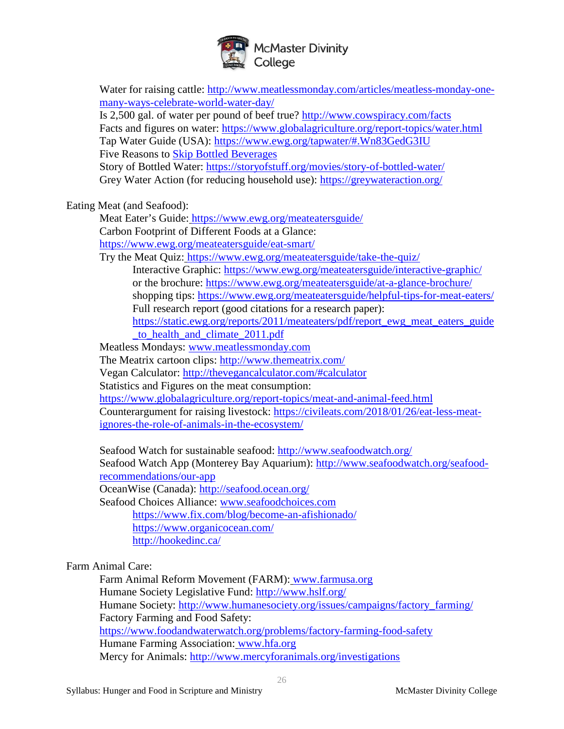Water for raising cattle: http://www.meatlessmonday.com/articles/meatless-monday-one-many-ways-celebrate-world-water-day/
Is 2,500 gal. of water per pound of beef true? http://www.cowspiracy.com/facts
Facts and figures on water: https://www.globalagriculture.org/report-topics/water.html
Tap Water Guide (USA): https://www.ewg.org/tapwater/#.Wn83GedG3IU
Five Reasons to Skip Bottled Beverages
Story of Bottled Water: https://storyofstuff.org/movies/story-of-bottled-water/
Grey Water Action (for reducing household use): https://greywateraction.org/

Eating Meat (and Seafood):

Meat Eater's Guide: https://www.ewg.org/meateatersguide/
Carbon Footprint of Different Foods at a Glance:
https://www.ewg.org/meateatersguide/eat-smart/
Try the Meat Quiz: https://www.ewg.org/meateatersguide/take-the-quiz/
- Interactive Graphic: https://www.ewg.org/meateatersguide/interactive-graphic/
- or the brochure: https://www.ewg.org/meateatersguide/at-a-glance-brochure/
- shopping tips: https://www.ewg.org/meateatersguide/helpful-tips-for-meat-eaters/
- Full research report (good citations for a research paper): https://static.ewg.org/reports/2011/meateaters/pdf/report_ewg_meat_eaters_guide_to_health_and_climate_2011.pdf

Meatless Mondays: www.meatlessmonday.com
The Meatrix cartoon clips: http://www.themeatrix.com/
Vegan Calculator: http://thevegancalculator.com/#calculator
Statistics and Figures on the meat consumption:
https://www.globalagriculture.org/report-topics/meat-and-animal-feed.html
Counterargument for raising livestock: https://civileats.com/2018/01/26/eat-less-meat-ignores-the-role-of-animals-in-the-ecosystem/

Seafood Watch for sustainable seafood: http://www.seafoodwatch.org/
Seafood Watch App (Monterey Bay Aquarium): http://www.seafoodwatch.org/seafood-recommendations/our-app
OceanWise (Canada): http://seafood.ocean.org/
Seafood Choices Alliance: www.seafoodchoices.com
- https://www.fix.com/blog/become-an-afishionado/
- https://www.organicocean.com/
- http://hookedinc.ca/

Farm Animal Care:

Farm Animal Reform Movement (FARM): www.farmusa.org
Humane Society Legislative Fund: http://www.hslf.org/
Humane Society: http://www.humanesociety.org/issues/campaigns/factory_farming/
Factory Farming and Food Safety:
https://www.foodandwaterwatch.org/problems/factory-farming-food-safety
Humane Farming Association: www.hfa.org
Mercy for Animals: http://www.mercyforanimals.org/investigations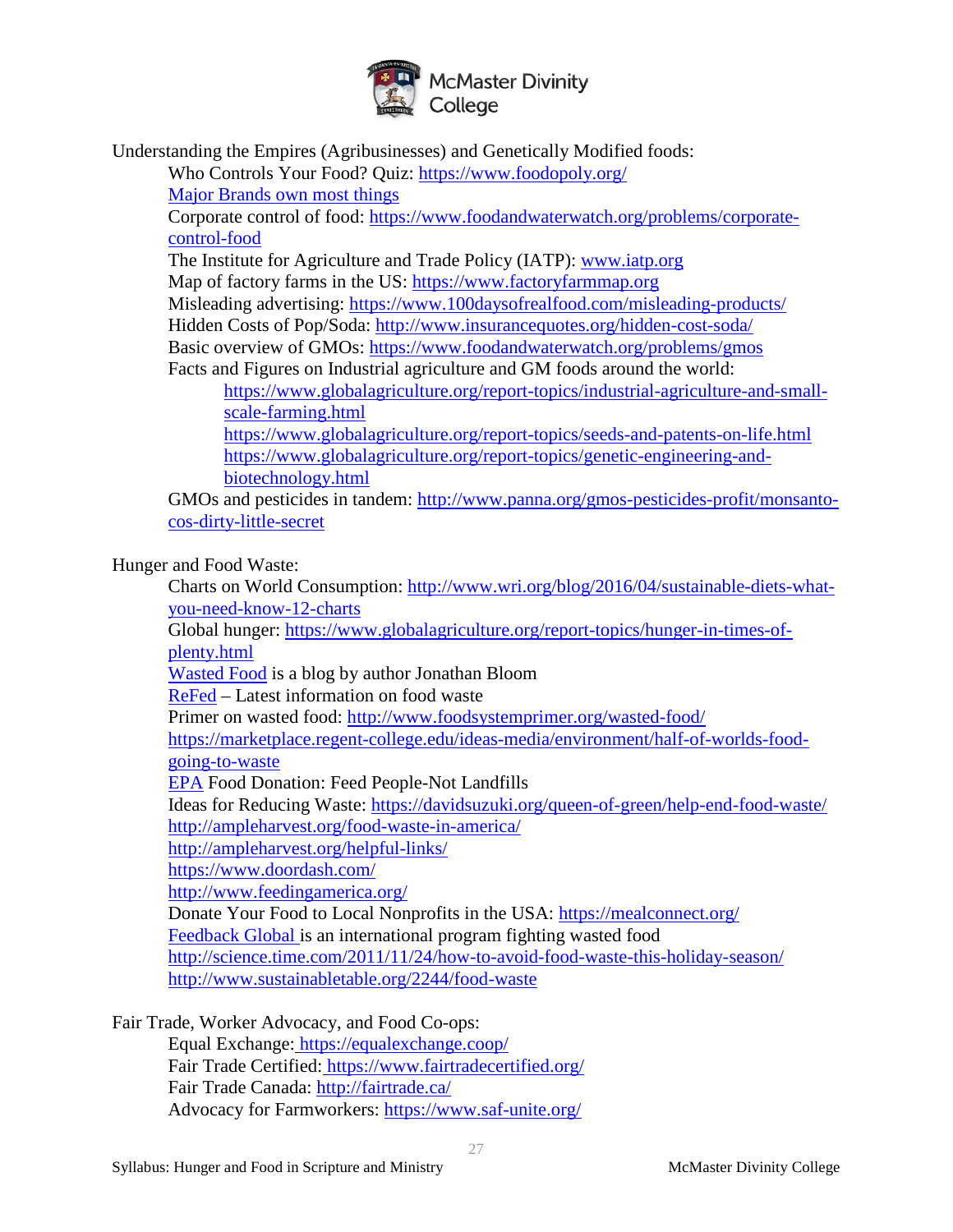Understanding the Empires (Agribusinesses) and Genetically Modified foods:

- Who Controls Your Food? Quiz: https://www.foodopoly.org/
- Major Brands own most things
- Corporate control of food: https://www.foodandwaterwatch.org/problems/corporate-control-food
- The Institute for Agriculture and Trade Policy (IATP): www.iatp.org
- Map of factory farms in the US: https://www.factoryfarmmap.org
- Misleading advertising: https://www.100daysofrealfood.com/misleading-products/
- Hidden Costs of Pop/Soda: http://www.insurancequotes.org/hidden-cost-soda/
- Basic overview of GMOs: https://www.foodandwaterwatch.org/problems/gmos
- Facts and Figures on Industrial agriculture and GM foods around the world:
  - https://www.globalagriculture.org/report-topics/industrial-agriculture-and-small-scale-farming.html
  - https://www.globalagriculture.org/report-topics/seeds-and-patents-on-life.html
  - https://www.globalagriculture.org/report-topics/genetic-engineering-and-biotechnology.html
- GMOs and pesticides in tandem: http://www.panna.org/gmos-pesticides-profit/monsanto-cos-dirty-little-secret

Hunger and Food Waste:

- Charts on World Consumption: http://www.wri.org/blog/2016/04/sustainable-diets-what-you-need-know-12-charts
- Global hunger: https://www.globalagriculture.org/report-topics/hunger-in-times-of-plenty.html
- Wasted Food is a blog by author Jonathan Bloom
- ReFed – Latest information on food waste
- Primer on wasted food: http://www.foodsystemprimer.org/wasted-food/
- https://marketplace.regent-college.edu/ideas-media/environment/half-of-worlds-food-going-to-waste
- EPA Food Donation: Feed People-Not Landfills
- Ideas for Reducing Waste: https://davidsuzuki.org/queen-of-green/help-end-food-waste/
- http://ampleharvest.org/food-waste-in-america/
- http://ampleharvest.org/helpful-links/
- https://www.doordash.com/
- http://www.feedingamerica.org/
- Donate Your Food to Local Nonprofits in the USA: https://mealconnect.org/
- Feedback Global is an international program fighting wasted food
- http://science.time.com/2011/11/24/how-to-avoid-food-waste-this-holiday-season/
- http://www.sustainabletable.org/2244/food-waste

Fair Trade, Worker Advocacy, and Food Co-ops:

- Equal Exchange: https://equalexchange.coop/
- Fair Trade Certified: https://www.fairtradecertified.org/
- Fair Trade Canada: http://fairtrade.ca/
- Advocacy for Farmworkers: https://www.saf-unite.org/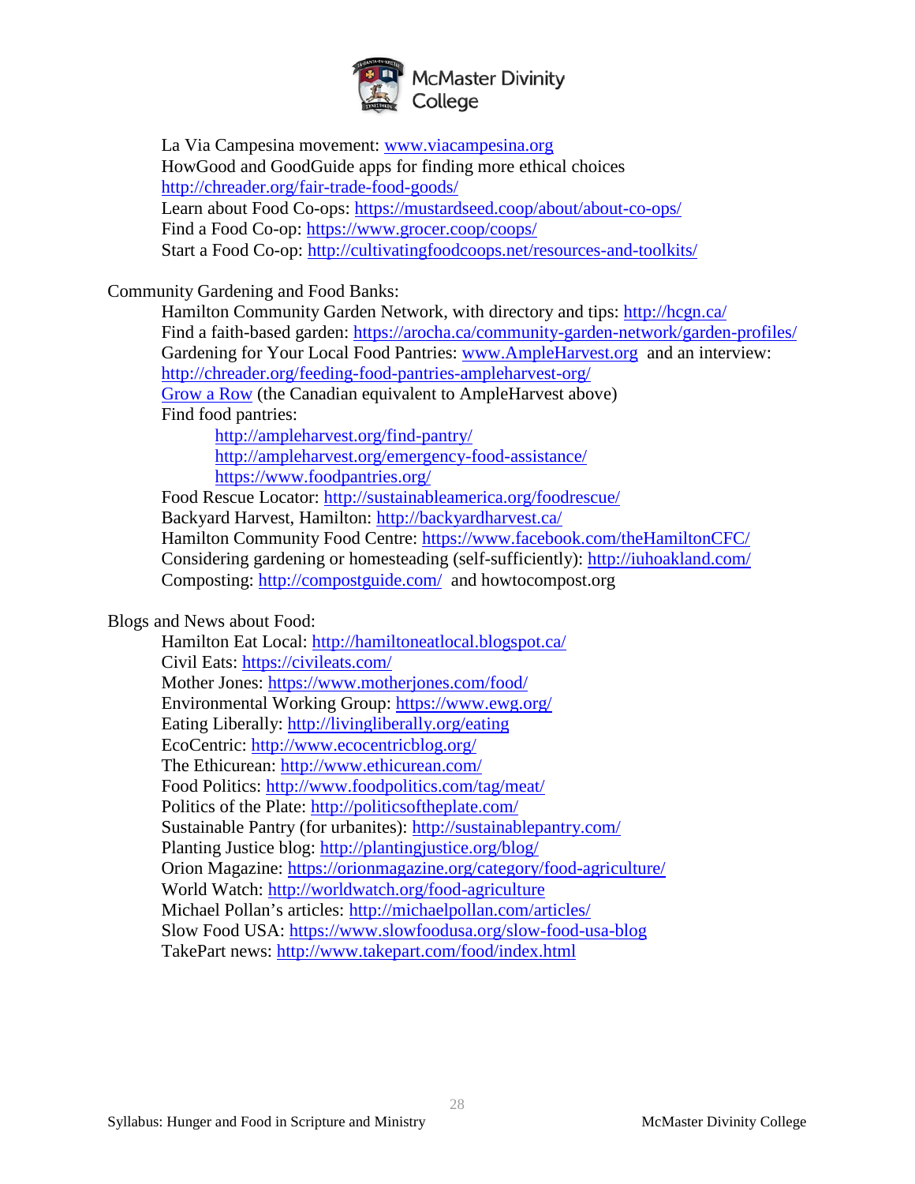La Via Campesina movement: www.viacampesina.org
HowGood and GoodGuide apps for finding more ethical choices
http://chreader.org/fair-trade-food-goods/
Learn about Food Co-ops: https://mustardseed.coop/about/about-co-ops/
Find a Food Co-op: https://www.grocer.coop/coops/
Start a Food Co-op: http://cultivatingfoodcoops.net/resources-and-toolkits/

Community Gardening and Food Banks:

- Hamilton Community Garden Network, with directory and tips: http://hcgn.ca/
- Find a faith-based garden: https://arocha.ca/community-garden-network/garden-profiles/
- Gardening for Your Local Food Pantries: www.AmpleHarvest.org and an interview: http://chreader.org/feeding-food-pantries-ampleharvest-org/
- Grow a Row (the Canadian equivalent to AmpleHarvest above)
- Find food pantries:
  - http://ampleharvest.org/find-pantry/
  - http://ampleharvest.org/emergency-food-assistance/
  - https://www.foodpantries.org/
- Food Rescue Locator: http://sustainableamerica.org/foodrescue/
- Backyard Harvest, Hamilton: http://backyardharvest.ca/
- Hamilton Community Food Centre: https://www.facebook.com/theHamiltonCFC/
- Considering gardening or homesteading (self-sufficiently): http://iuhoakland.com/
- Composting: http://compostguide.com/ and howtocompost.org

Blogs and News about Food:

- Hamilton Eat Local: http://hamiltoneatlocal.blogspot.ca/
- Civil Eats: https://civileats.com/
- Mother Jones: https://www.motherjones.com/food/
- Environmental Working Group: https://www.ewg.org/
- Eating Liberally: http://livingliberally.org/eating
- EcoCentric: http://www.ecocentricblog.org/
- The Ethicurean: http://www.ethicurean.com/
- Food Politics: http://www.foodpolitics.com/tag/meat/
- Politics of the Plate: http://politicsoftheplate.com/
- Sustainable Pantry (for urbanites): http://sustainablepantry.com/
- Planting Justice blog: http://plantingjustice.org/blog/
- Orion Magazine: https://orionmagazine.org/category/food-agriculture/
- World Watch: http://worldwatch.org/food-agriculture
- Michael Pollan's articles: http://michaelpollan.com/articles/
- Slow Food USA: https://www.slowfoodusa.org/slow-food-usa-blog
- TakePart news: http://www.takepart.com/food/index.html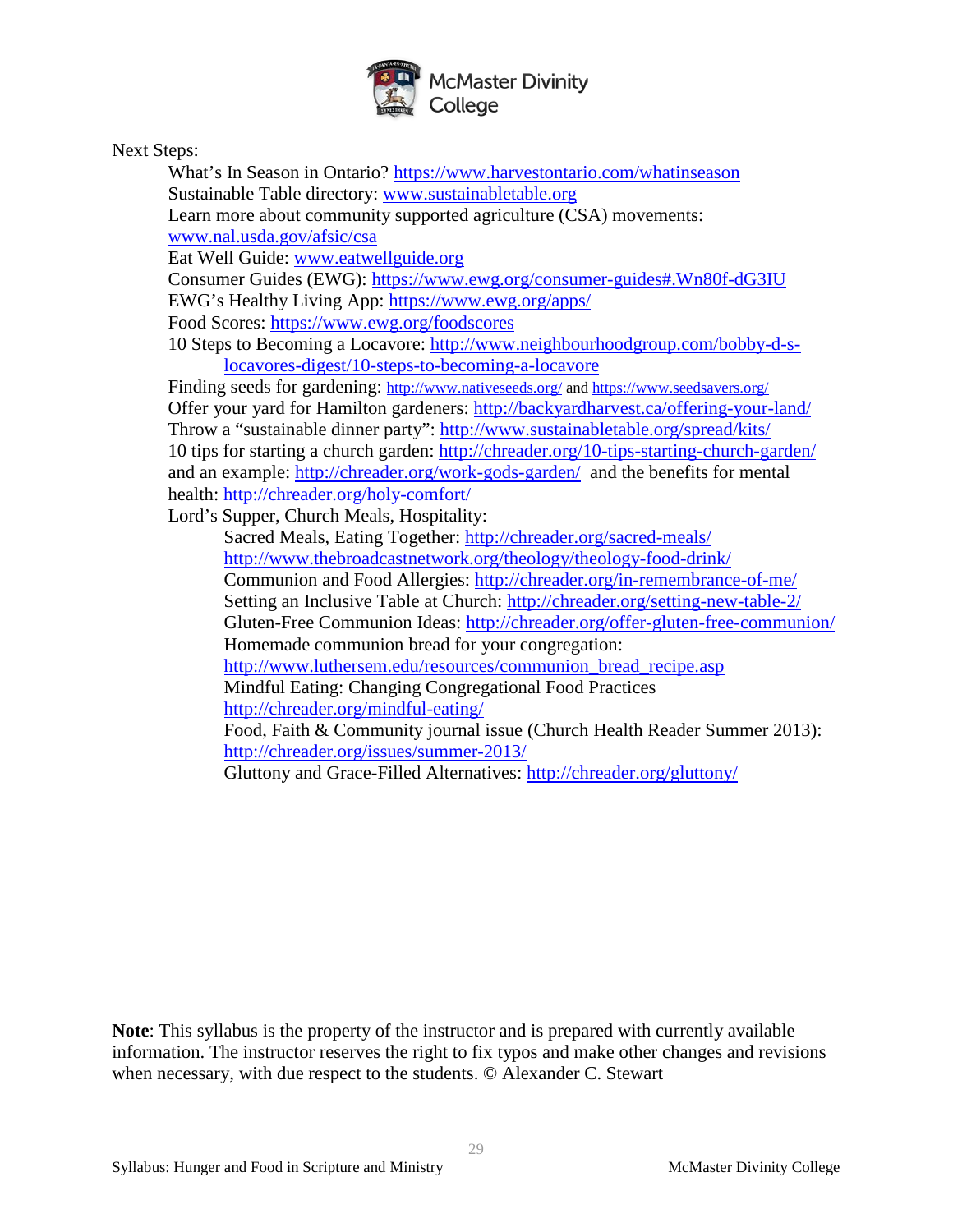Next Steps:

- What's In Season in Ontario? https://www.harvestontario.com/whatinseason
- Sustainable Table directory: www.sustainabletable.org
- Learn more about community supported agriculture (CSA) movements: www.nal.usda.gov/afsic/csa
- Eat Well Guide: www.eatwellguide.org
- Consumer Guides (EWG): https://www.ewg.org/consumer-guides#.Wn80f-dG3IU
- EWG's Healthy Living App: https://www.ewg.org/apps/
- Food Scores: https://www.ewg.org/foodscores
- 10 Steps to Becoming a Locavore: http://www.neighbourhoodgroup.com/bobby-d-s-locavores-digest/10-steps-to-becoming-a-locavore
- Finding seeds for gardening: http://www.nativeseeds.org/ and https://www.seedsavers.org/
- Offer your yard for Hamilton gardeners: http://backyardharvest.ca/offering-your-land/
- Throw a "sustainable dinner party": http://www.sustainabletable.org/spread/kits/
- 10 tips for starting a church garden: http://chreader.org/10-tips-starting-church-garden/ and an example: http://chreader.org/work-gods-garden/ and the benefits for mental health: http://chreader.org/holy-comfort/
- Lord's Supper, Church Meals, Hospitality:
  - Sacred Meals, Eating Together: http://chreader.org/sacred-meals/ http://www.thebroadcastnetwork.org/theology/theology-food-drink/
  - Communion and Food Allergies: http://chreader.org/in-remembrance-of-me/
  - Setting an Inclusive Table at Church: http://chreader.org/setting-new-table-2/
  - Gluten-Free Communion Ideas: http://chreader.org/offer-gluten-free-communion/
  - Homemade communion bread for your congregation: http://www.luthersem.edu/resources/communion_bread_recipe.asp
  - Mindful Eating: Changing Congregational Food Practices http://chreader.org/mindful-eating/
  - Food, Faith & Community journal issue (Church Health Reader Summer 2013): http://chreader.org/issues/summer-2013/
  - Gluttony and Grace-Filled Alternatives: http://chreader.org/gluttony/

**Note**: This syllabus is the property of the instructor and is prepared with currently available information. The instructor reserves the right to fix typos and make other changes and revisions when necessary, with due respect to the students. © Alexander C. Stewart